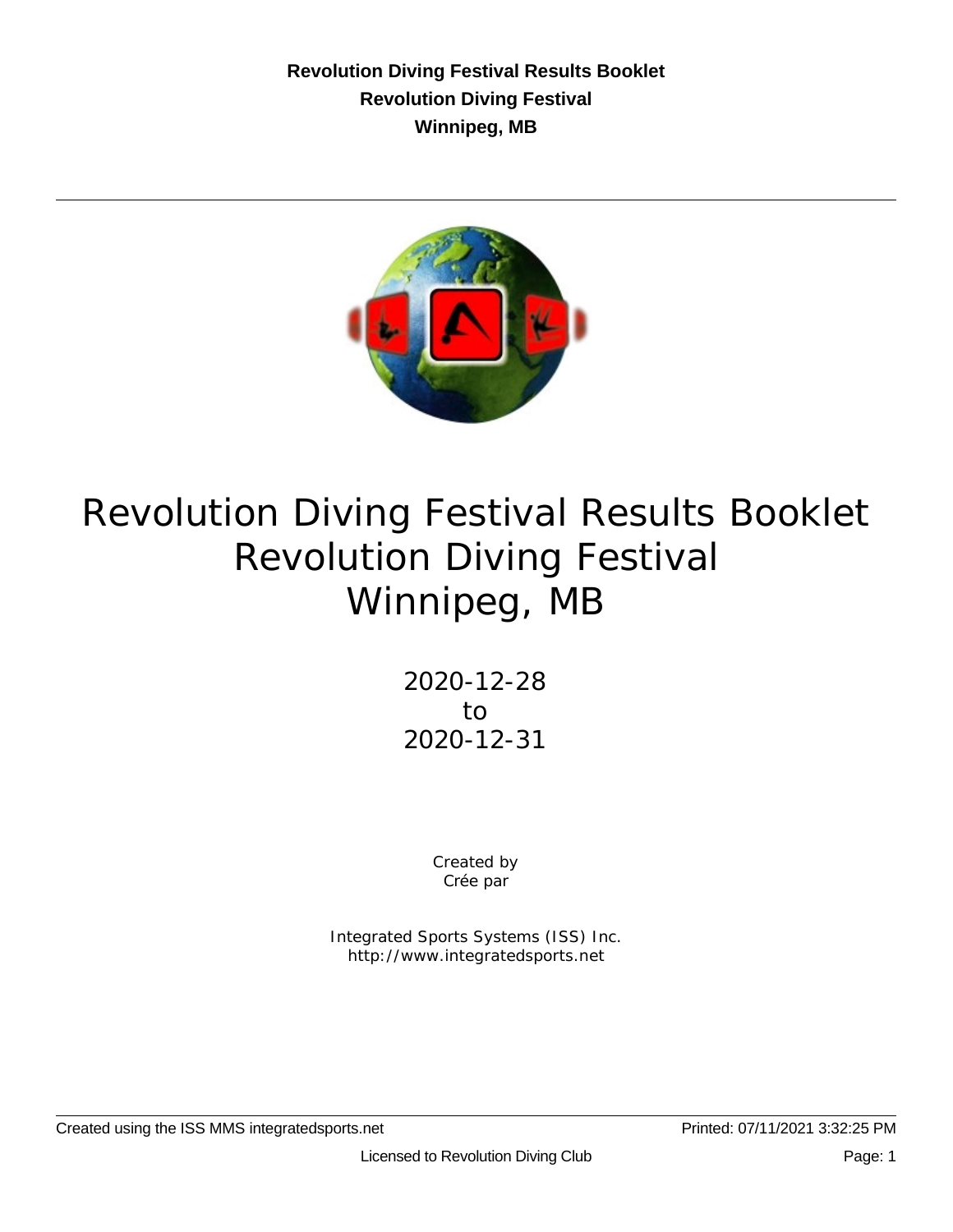# Revolution Diving Festival Results Booklet
# Revolution Diving Festival
# Winnipeg, MB

2020-12-28
to
2020-12-31

Created by
Crée par

Integrated Sports Systems (ISS) Inc.
http://www.integratedsports.net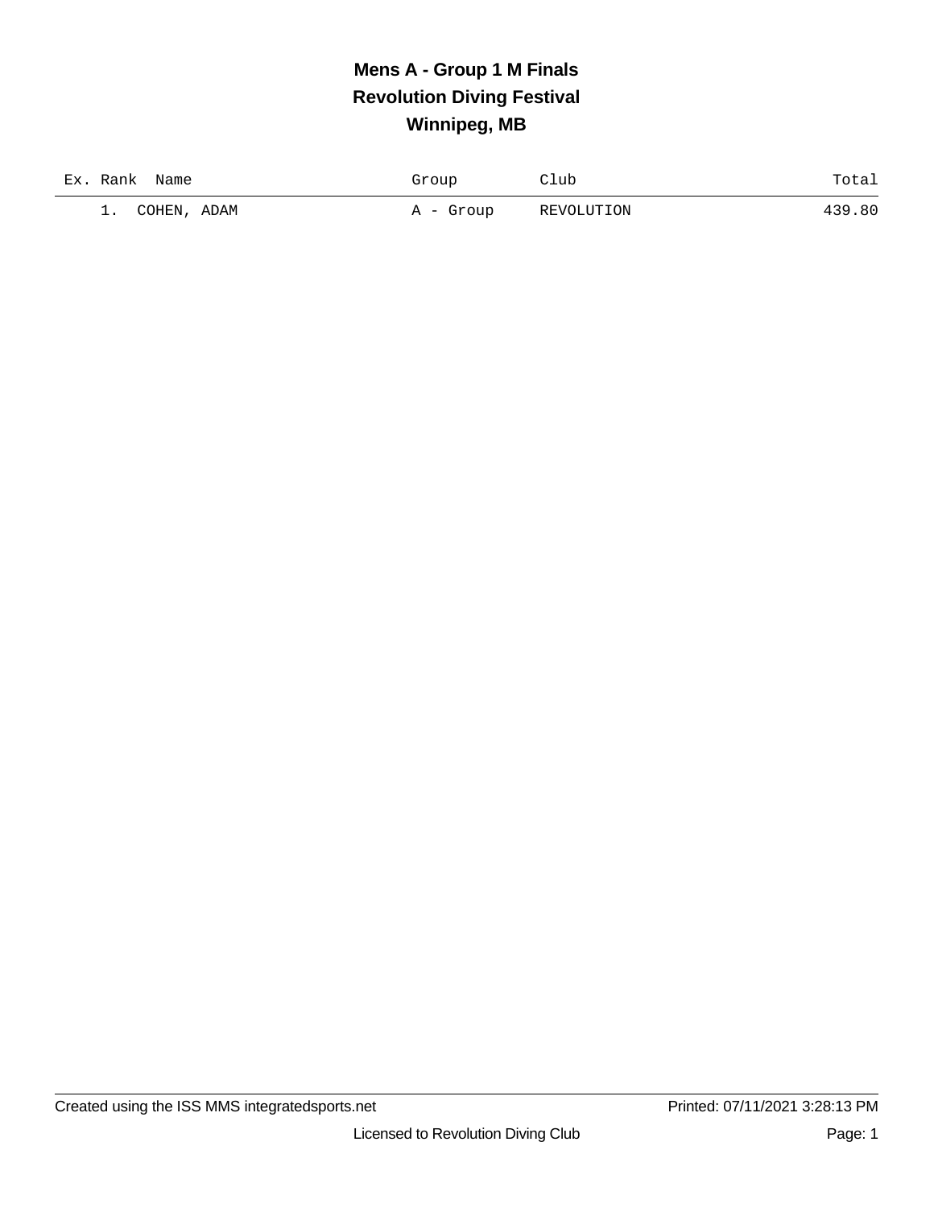# Mens A - Group 1 M Finals
## Revolution Diving Festival
## Winnipeg, MB

| Ex. | Rank | Name | Group | Club | Total |
|---|---|---|---|---|---|
| | 1. | COHEN, ADAM | A - Group | REVOLUTION | 439.80 |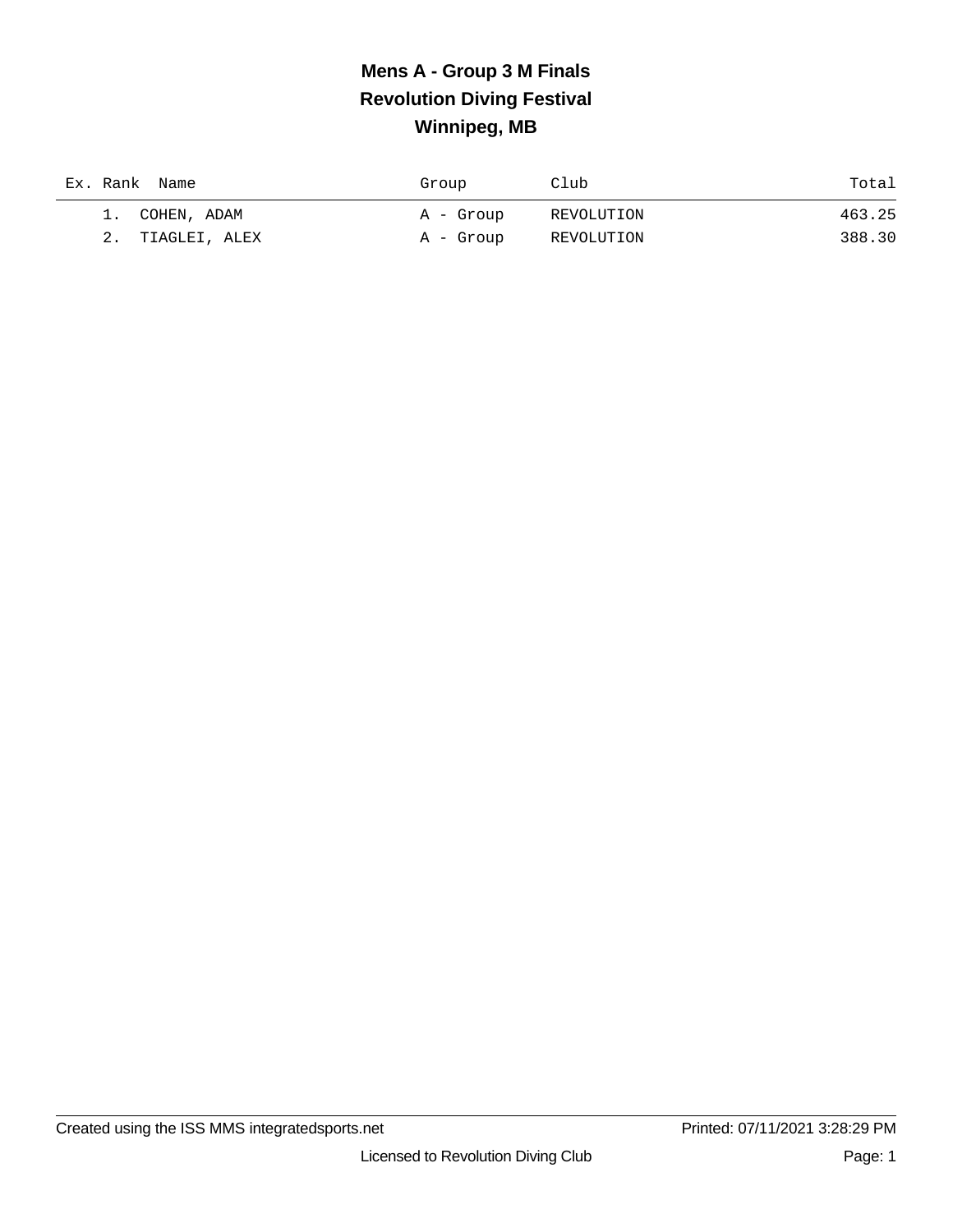# Mens A - Group 3 M Finals
## Revolution Diving Festival
## Winnipeg, MB

| Ex. | Rank | Name | Group | Club | Total |
|---|---|---|---|---|---|
| | 1. | COHEN, ADAM | A - Group | REVOLUTION | 463.25 |
| | 2. | TIAGLEI, ALEX | A - Group | REVOLUTION | 388.30 |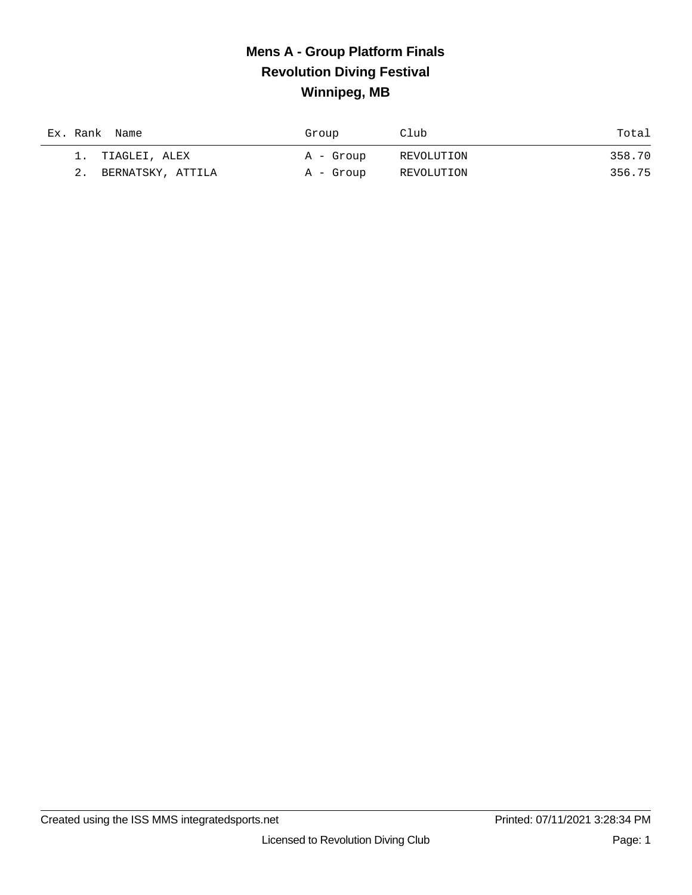# Mens A - Group Platform Finals
## Revolution Diving Festival
## Winnipeg, MB

| Ex. | Rank | Name | Group | Club | Total |
|---|---|---|---|---|---|
| | 1. | TIAGLEI, ALEX | A - Group | REVOLUTION | 358.70 |
| | 2. | BERNATSKY, ATTILA | A - Group | REVOLUTION | 356.75 |

Created using the ISS MMS integratedsports.net

Printed: 07/11/2021 3:28:34 PM

Licensed to Revolution Diving Club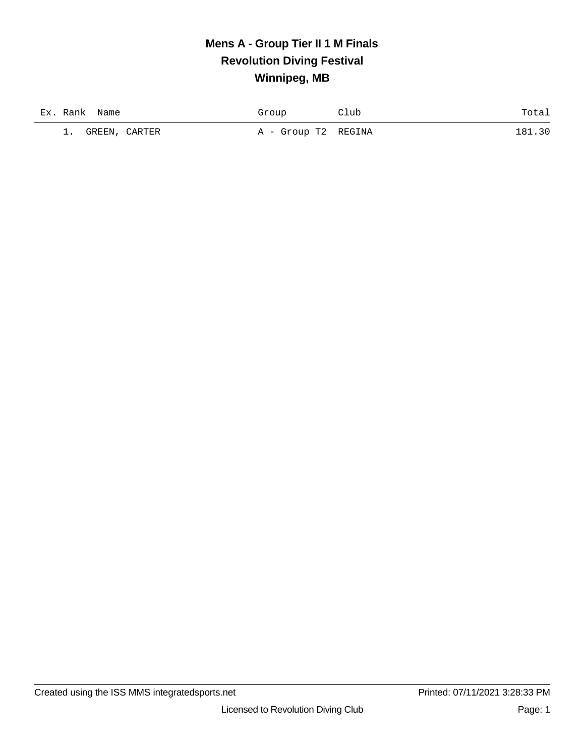# Mens A - Group Tier II 1 M Finals

## Revolution Diving Festival

## Winnipeg, MB

| Ex. | Rank | Name | Group | Club | Total |
|---|---|---|---|---|---|
| | 1. | GREEN, CARTER | A - Group T2 | REGINA | 181.30 |

Created using the ISS MMS integratedsports.net

Printed: 07/11/2021 3:28:33 PM

Licensed to Revolution Diving Club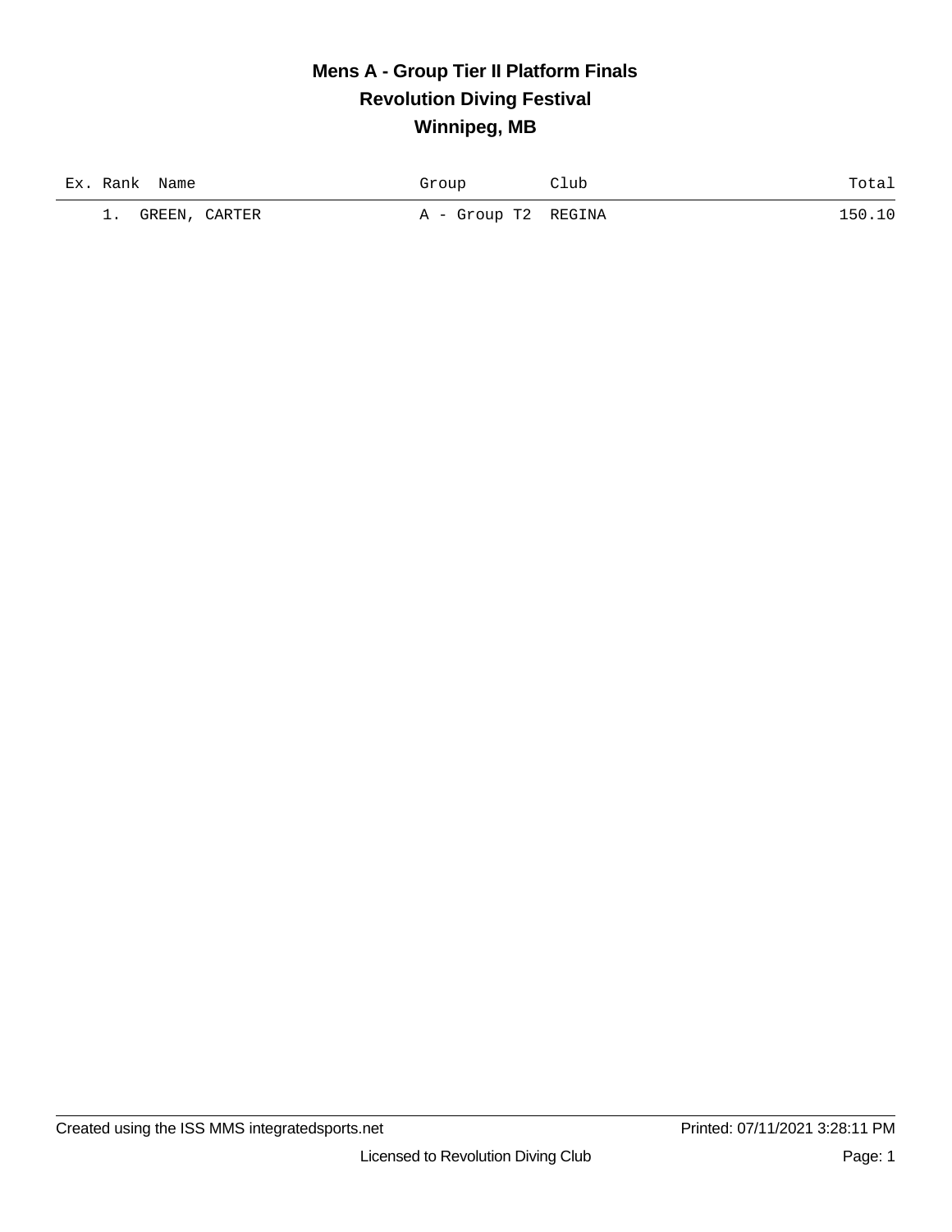# Mens A - Group Tier II Platform Finals
## Revolution Diving Festival
## Winnipeg, MB

| Ex. | Rank | Name | Group | Club | Total |
|---|---|---|---|---|---|
| | 1. | GREEN, CARTER | A - Group T2 | REGINA | 150.10 |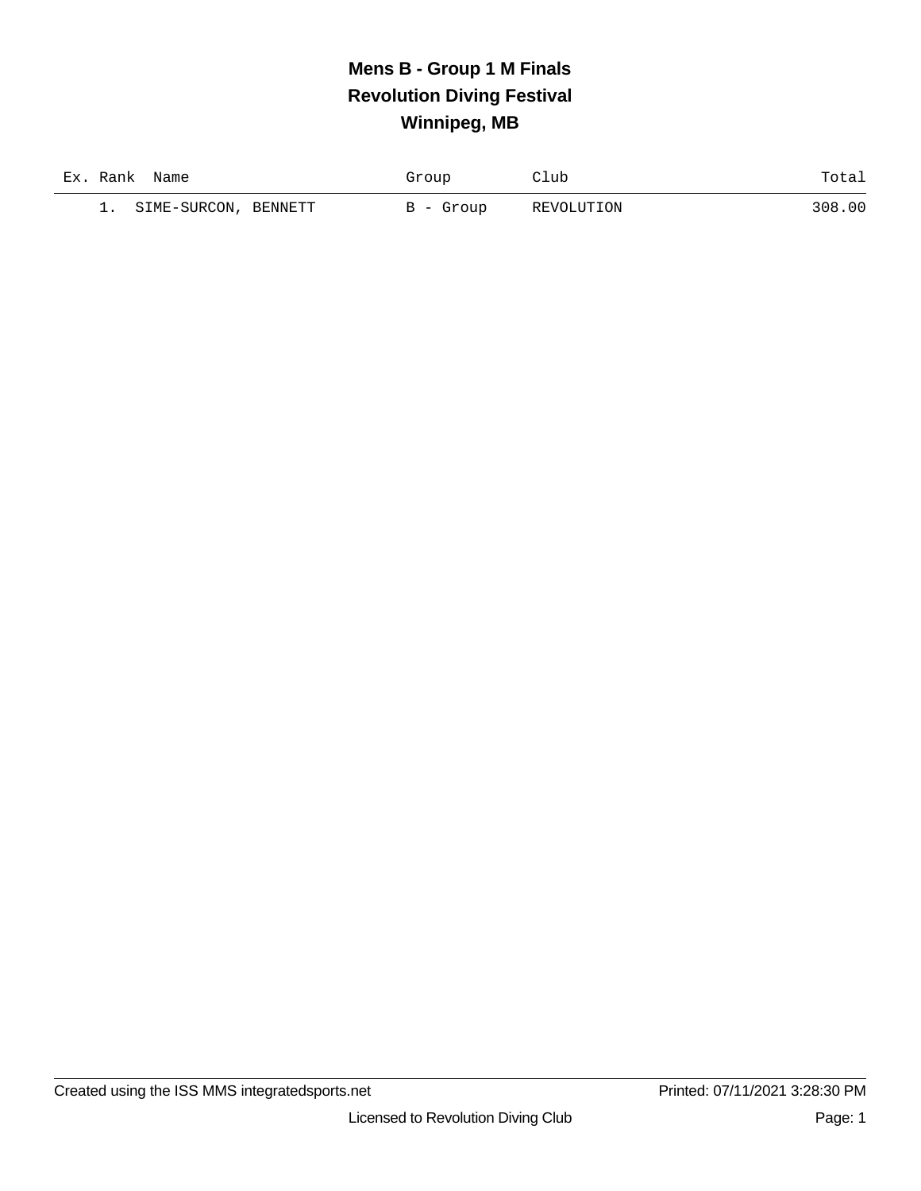# Mens B - Group 1 M Finals
## Revolution Diving Festival
## Winnipeg, MB

| Ex. | Rank | Name | Group | Club | Total |
|---|---|---|---|---|---|
| | 1. | SIME-SURCON, BENNETT | B - Group | REVOLUTION | 308.00 |

Created using the ISS MMS integratedsports.net

Printed: 07/11/2021 3:28:30 PM

Licensed to Revolution Diving Club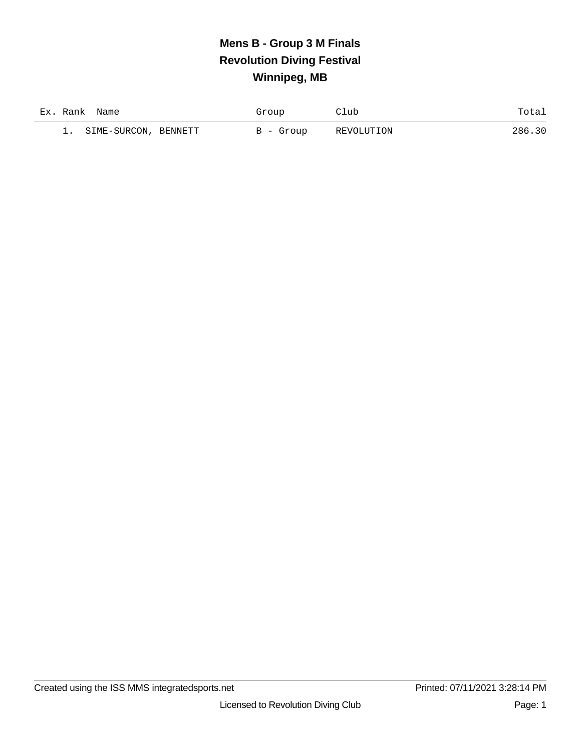# Mens B - Group 3 M Finals
## Revolution Diving Festival
## Winnipeg, MB

| Ex. | Rank | Name | Group | Club | Total |
|---|---|---|---|---|---|
| | 1. | SIME-SURCON, BENNETT | B - Group | REVOLUTION | 286.30 |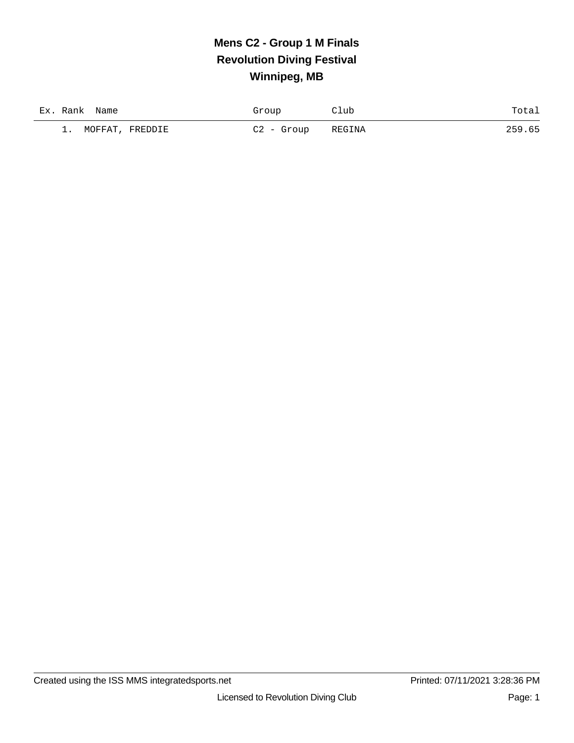# Mens C2 - Group 1 M Finals
## Revolution Diving Festival
## Winnipeg, MB

| Ex. | Rank | Name | Group | Club | Total |
|---|---|---|---|---|---|
| | 1. | MOFFAT, FREDDIE | C2 - Group | REGINA | 259.65 |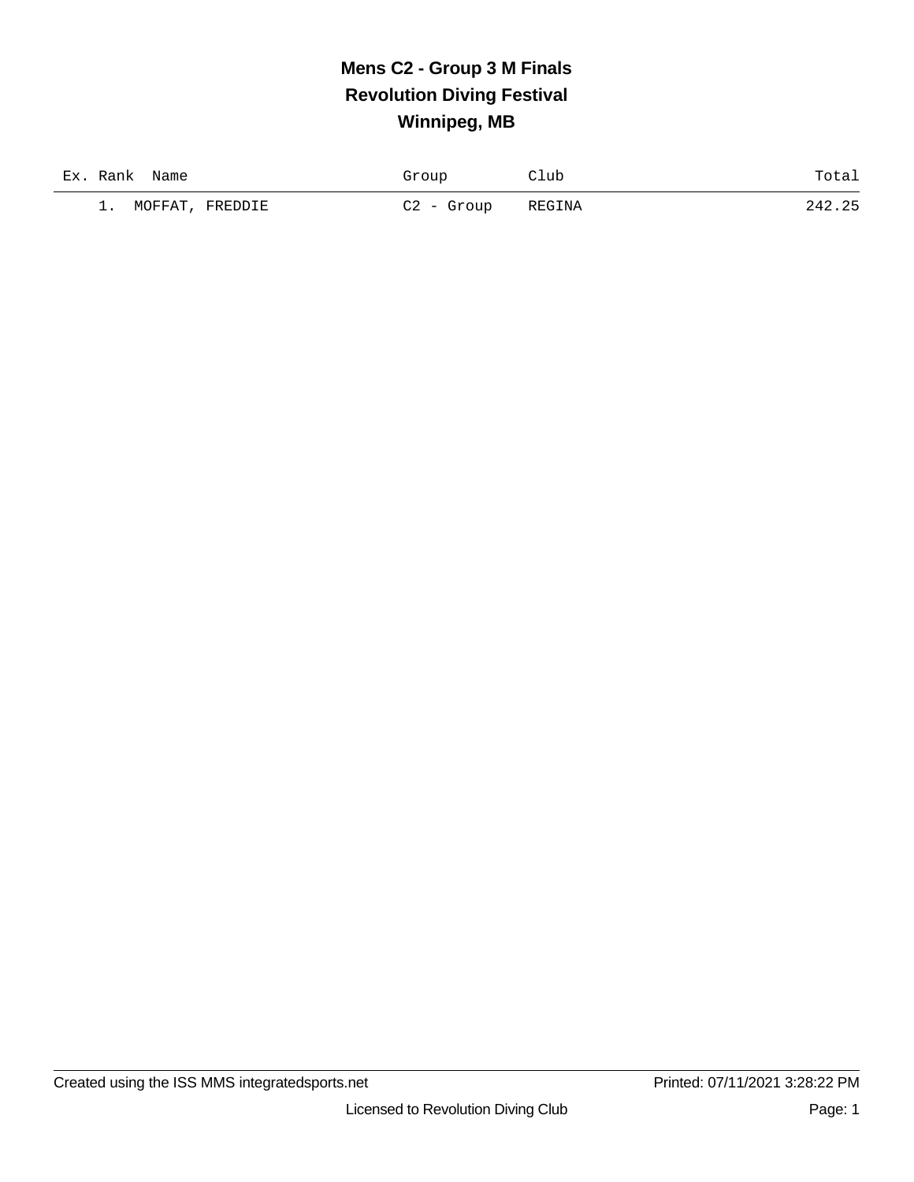# Mens C2 - Group 3 M Finals
# Revolution Diving Festival
# Winnipeg, MB

| Ex. | Rank | Name | Group | Club | Total |
|---|---|---|---|---|---|
| | 1. | MOFFAT, FREDDIE | C2 - Group | REGINA | 242.25 |

Created using the ISS MMS integratedsports.net

Printed: 07/11/2021 3:28:22 PM

Licensed to Revolution Diving Club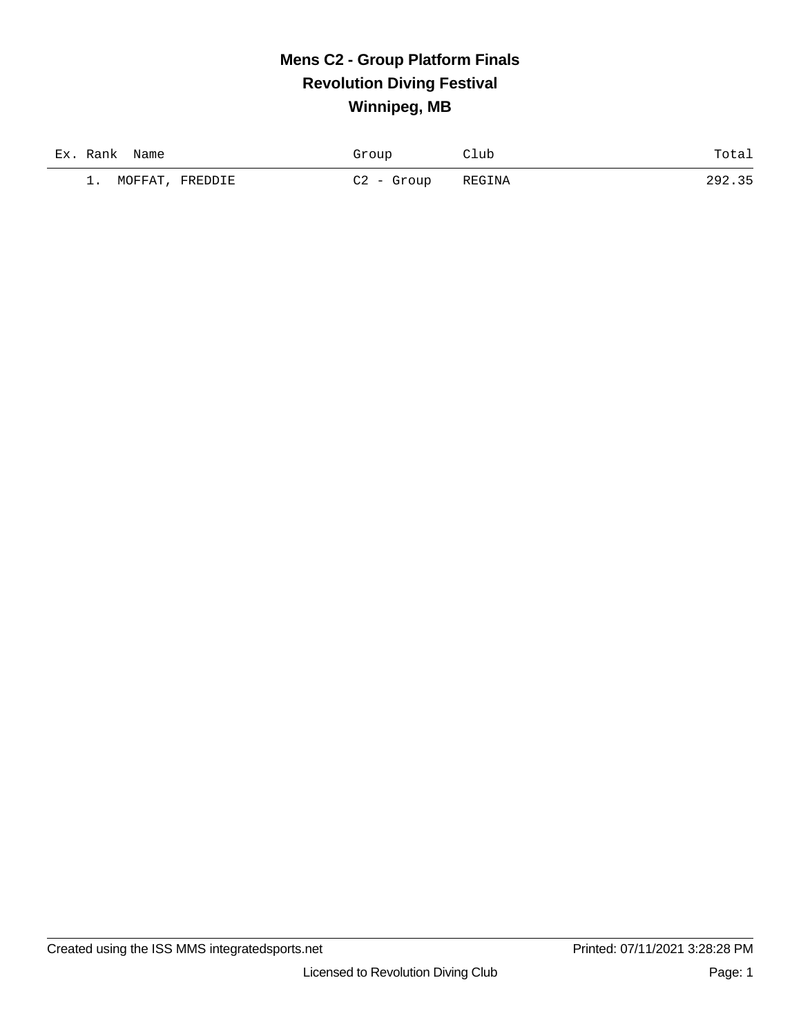# Mens C2 - Group Platform Finals

## Revolution Diving Festival

## Winnipeg, MB

| Ex. | Rank | Name | Group | Club | Total |
|---|---|---|---|---|---|
| | 1. | MOFFAT, FREDDIE | C2 - Group | REGINA | 292.35 |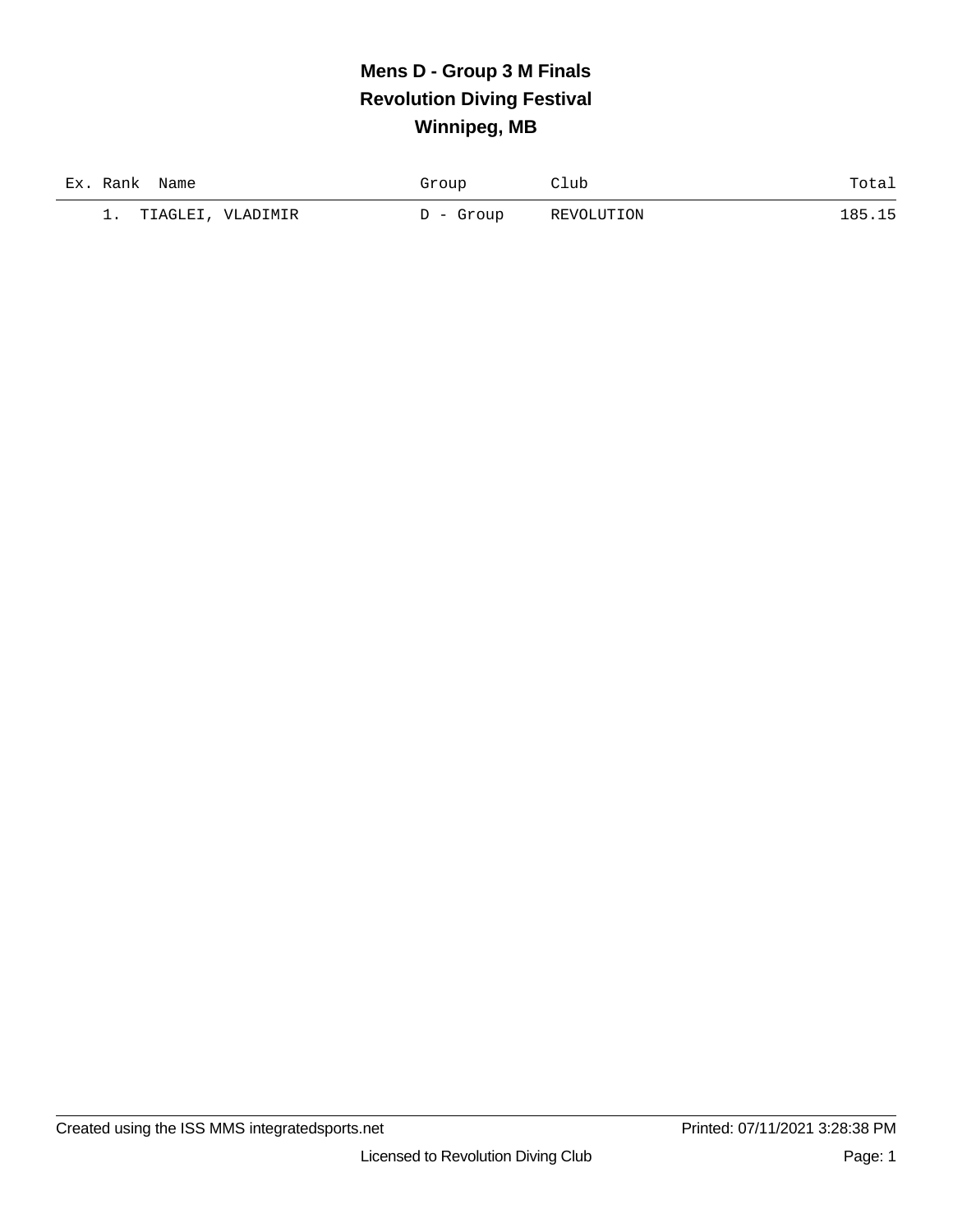# Mens D - Group 3 M Finals
## Revolution Diving Festival
## Winnipeg, MB

| Ex. | Rank | Name | Group | Club | Total |
|---|---|---|---|---|---|
| | 1. | TIAGLEI, VLADIMIR | D - Group | REVOLUTION | 185.15 |

Created using the ISS MMS integratedsports.net    Printed: 07/11/2021 3:28:38 PM

Licensed to Revolution Diving Club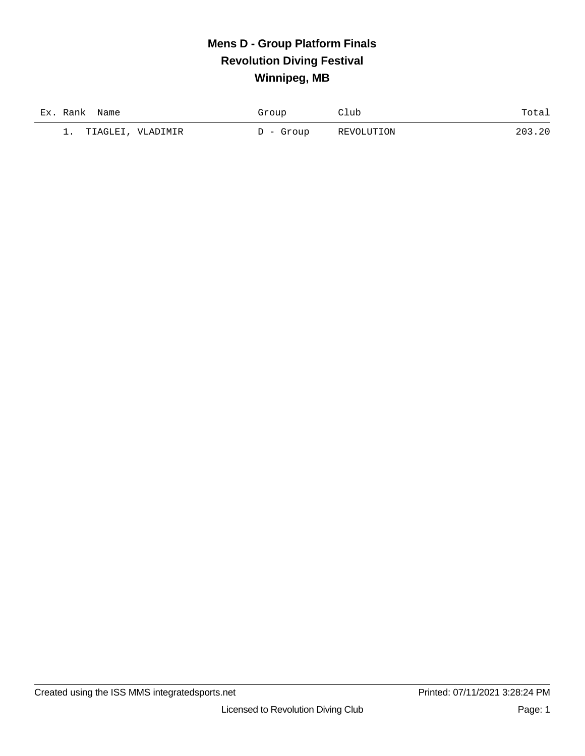# Mens D - Group Platform Finals
## Revolution Diving Festival
## Winnipeg, MB

| Ex. | Rank | Name | Group | Club | Total |
|---|---|---|---|---|---|
| | 1. | TIAGLEI, VLADIMIR | D - Group | REVOLUTION | 203.20 |

Created using the ISS MMS integratedsports.net    Printed: 07/11/2021 3:28:24 PM

Licensed to Revolution Diving Club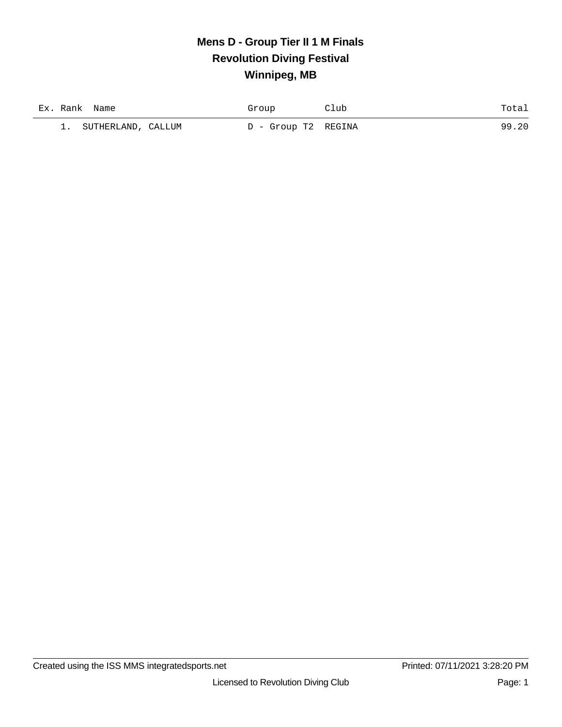# Mens D - Group Tier II 1 M Finals
## Revolution Diving Festival
## Winnipeg, MB

| Ex. | Rank | Name | Group | Club | Total |
|---|---|---|---|---|---|
| | 1. | SUTHERLAND, CALLUM | D - Group T2 | REGINA | 99.20 |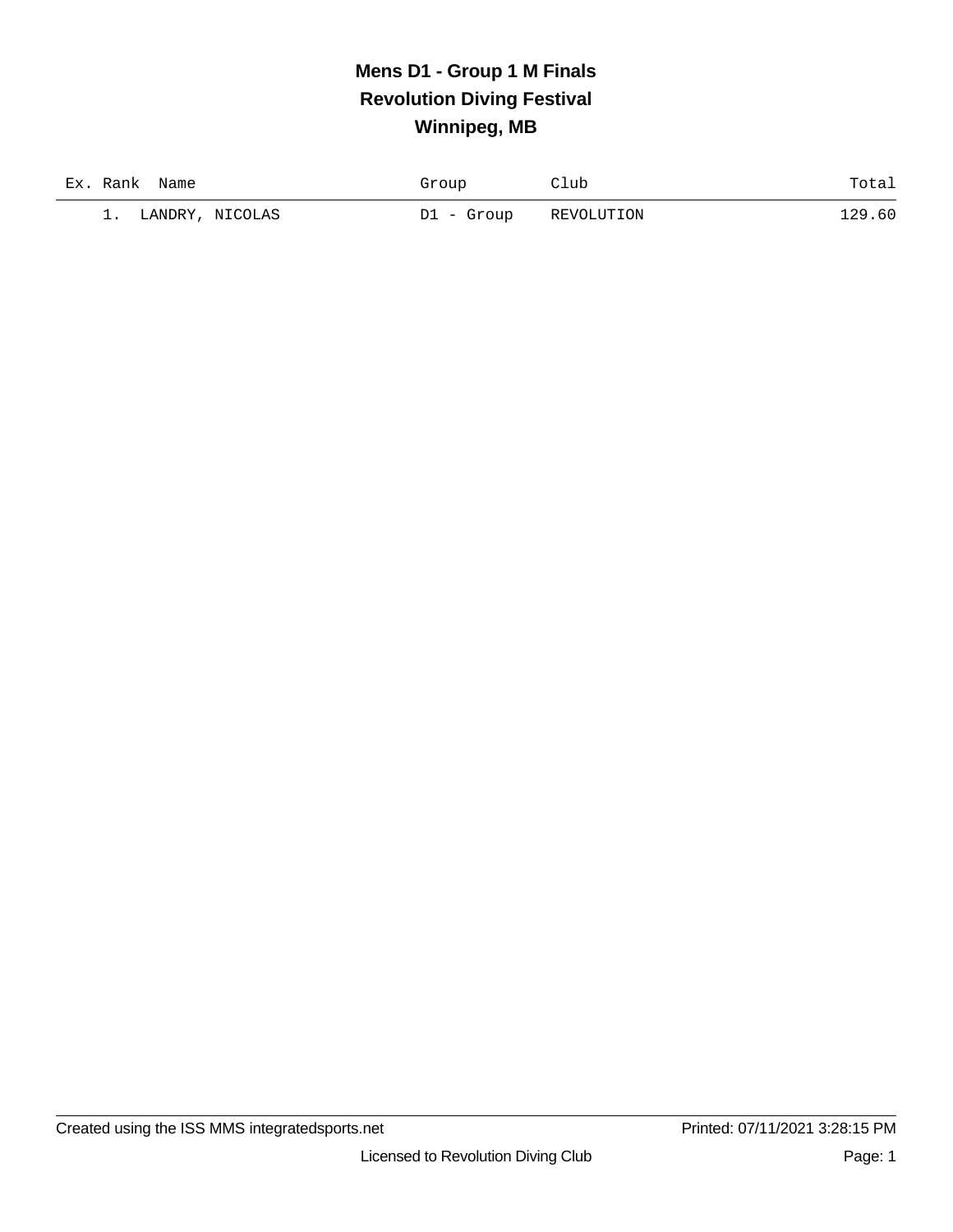# Mens D1 - Group 1 M Finals
## Revolution Diving Festival
## Winnipeg, MB

| Ex. | Rank | Name | Group | Club | Total |
|---|---|---|---|---|---|
| | 1. | LANDRY, NICOLAS | D1 - Group | REVOLUTION | 129.60 |

Created using the ISS MMS integratedsports.net

Printed: 07/11/2021 3:28:15 PM

Licensed to Revolution Diving Club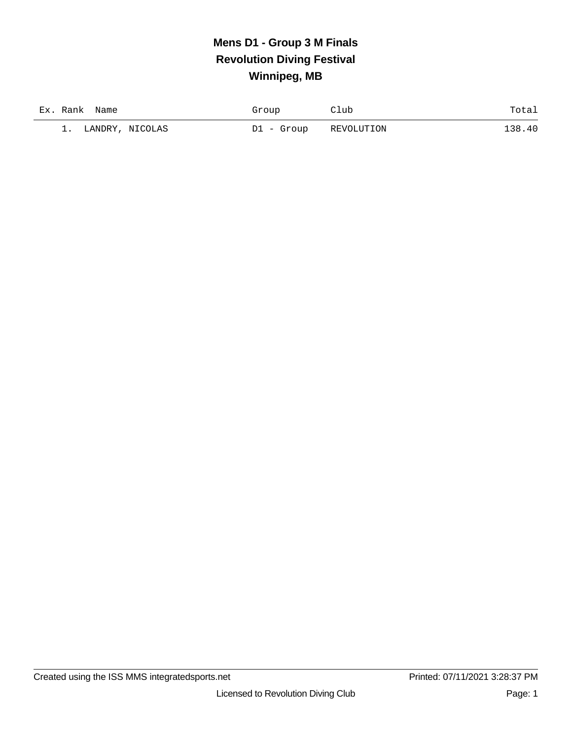# Mens D1 - Group 3 M Finals
## Revolution Diving Festival
## Winnipeg, MB

| Ex. | Rank | Name | Group | Club | Total |
|---|---|---|---|---|---|
| | 1. | LANDRY, NICOLAS | D1 - Group | REVOLUTION | 138.40 |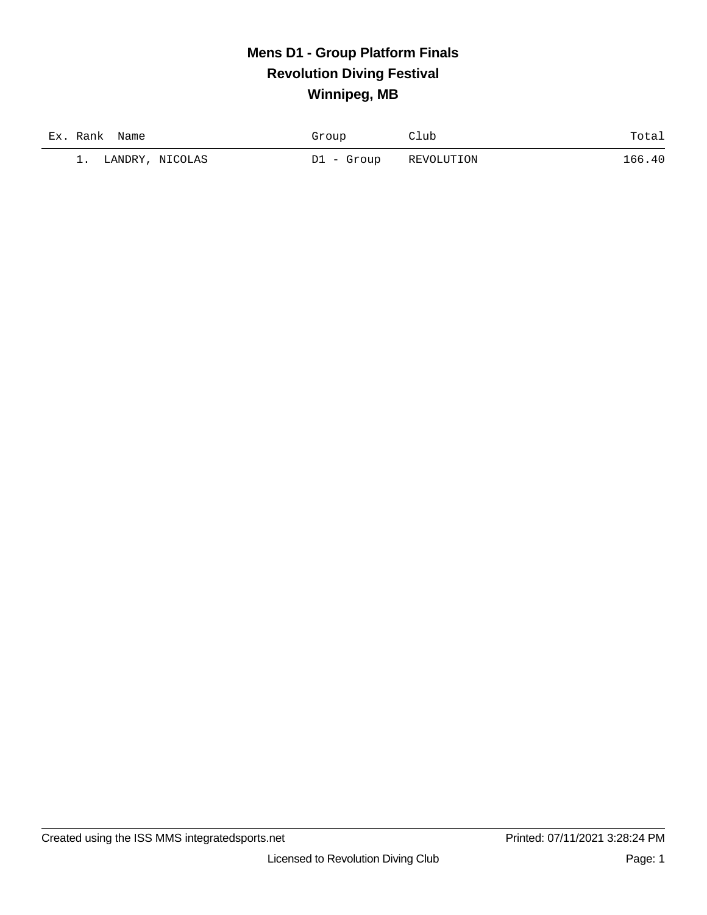# Mens D1 - Group Platform Finals
## Revolution Diving Festival
## Winnipeg, MB

| Ex. | Rank | Name | Group | Club | Total |
|---|---|---|---|---|---|
| | 1. | LANDRY, NICOLAS | D1 - Group | REVOLUTION | 166.40 |

Created using the ISS MMS integratedsports.net — Printed: 07/11/2021 3:28:24 PM

Licensed to Revolution Diving Club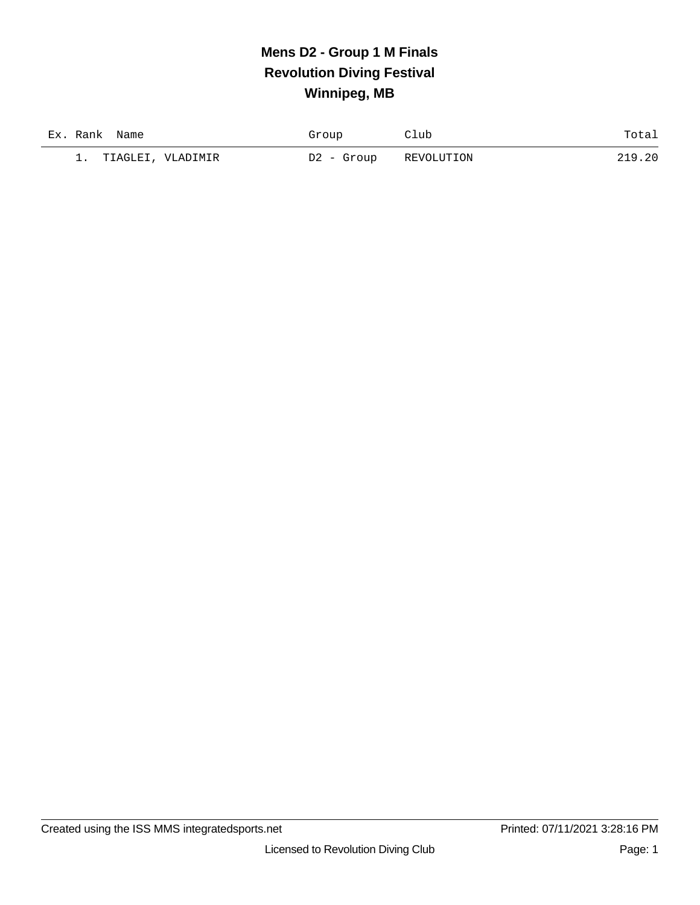# Mens D2 - Group 1 M Finals
## Revolution Diving Festival
## Winnipeg, MB

| Ex. | Rank | Name | Group | Club | Total |
|---|---|---|---|---|---|
| | 1. | TIAGLEI, VLADIMIR | D2 - Group | REVOLUTION | 219.20 |

Created using the ISS MMS integratedsports.net — Printed: 07/11/2021 3:28:16 PM

Licensed to Revolution Diving Club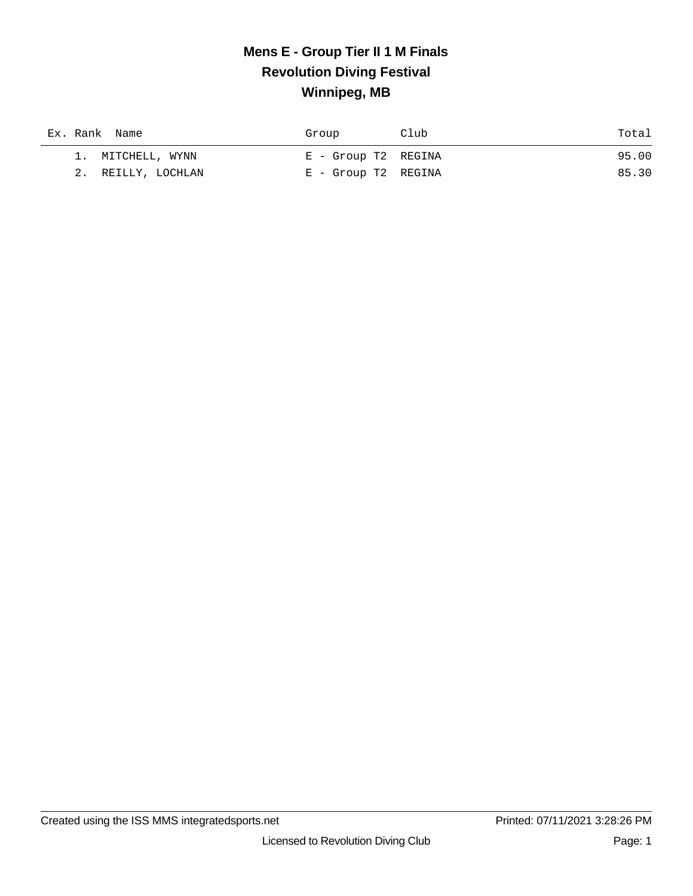# Mens E - Group Tier II 1 M Finals
## Revolution Diving Festival
## Winnipeg, MB

| Ex. | Rank | Name | Group | Club | Total |
|---|---|---|---|---|---|
| | 1. | MITCHELL, WYNN | E - Group T2 | REGINA | 95.00 |
| | 2. | REILLY, LOCHLAN | E - Group T2 | REGINA | 85.30 |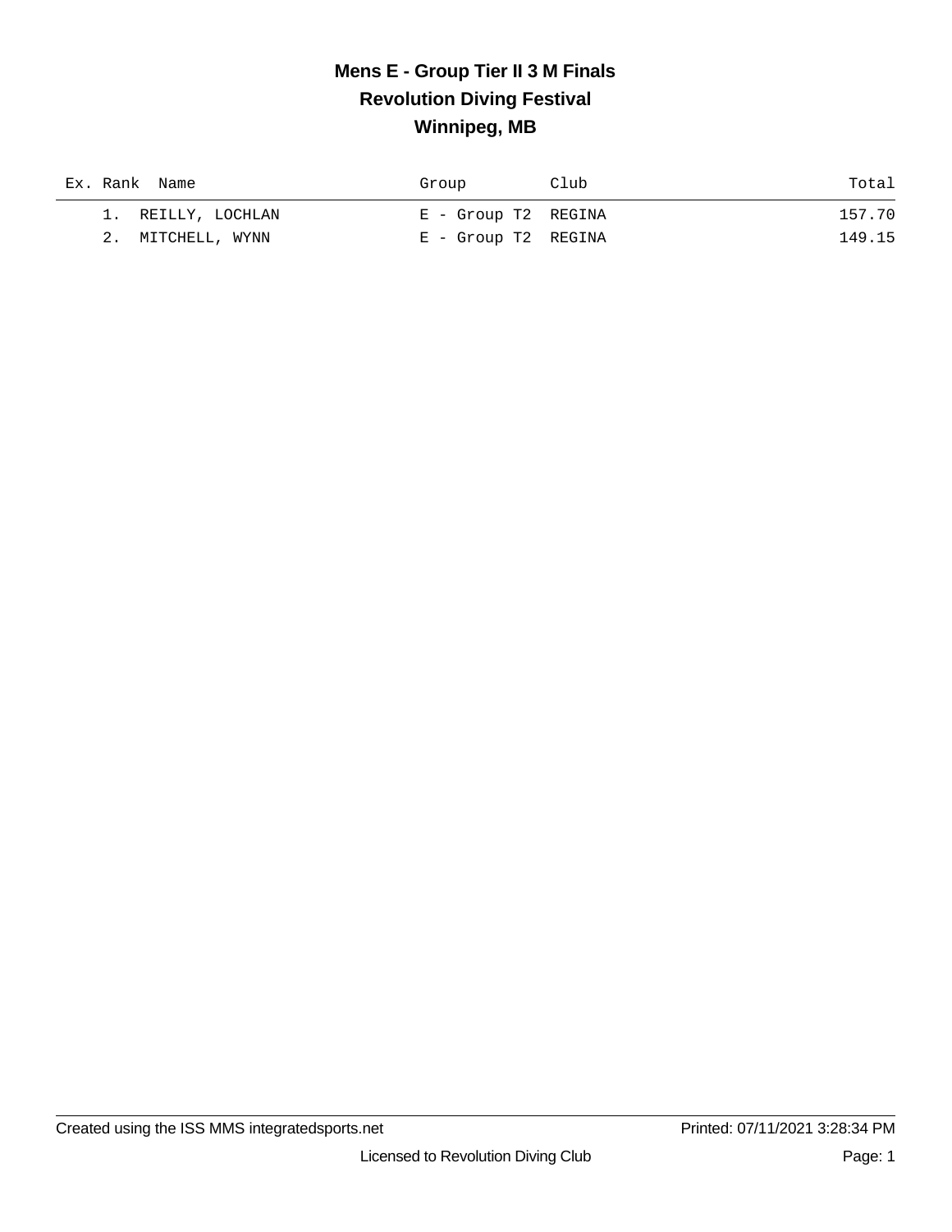# Mens E - Group Tier II 3 M Finals
## Revolution Diving Festival
## Winnipeg, MB

| Ex. | Rank | Name | Group | Club | Total |
|---|---|---|---|---|---|
| | 1. | REILLY, LOCHLAN | E - Group T2 | REGINA | 157.70 |
| | 2. | MITCHELL, WYNN | E - Group T2 | REGINA | 149.15 |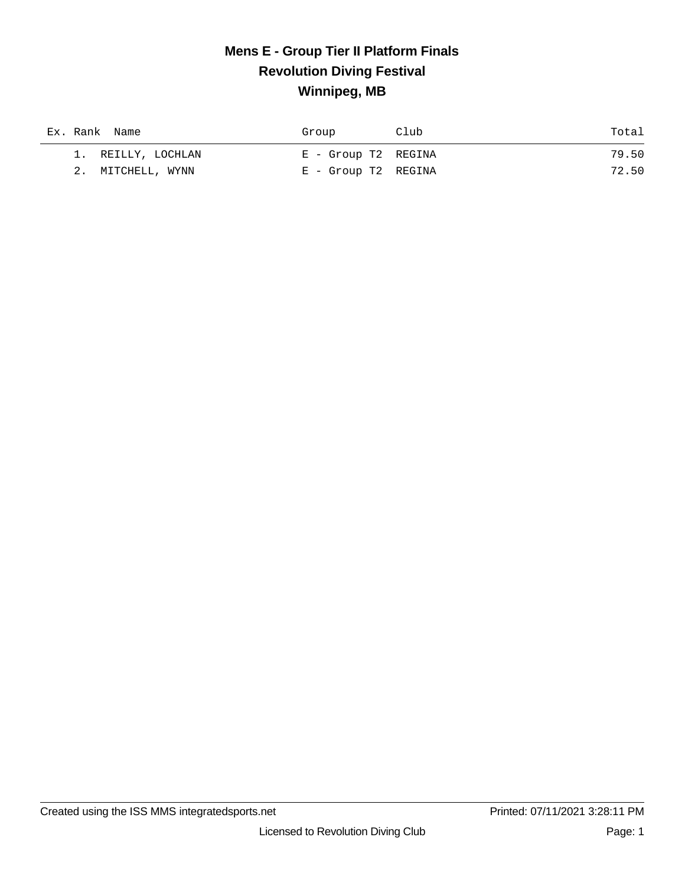# Mens E - Group Tier II Platform Finals

## Revolution Diving Festival

## Winnipeg, MB

| Ex. | Rank | Name | Group | Club | Total |
|---|---|---|---|---|---|
| | 1. | REILLY, LOCHLAN | E - Group T2 | REGINA | 79.50 |
| | 2. | MITCHELL, WYNN | E - Group T2 | REGINA | 72.50 |

Created using the ISS MMS integratedsports.net

Printed: 07/11/2021 3:28:11 PM

Licensed to Revolution Diving Club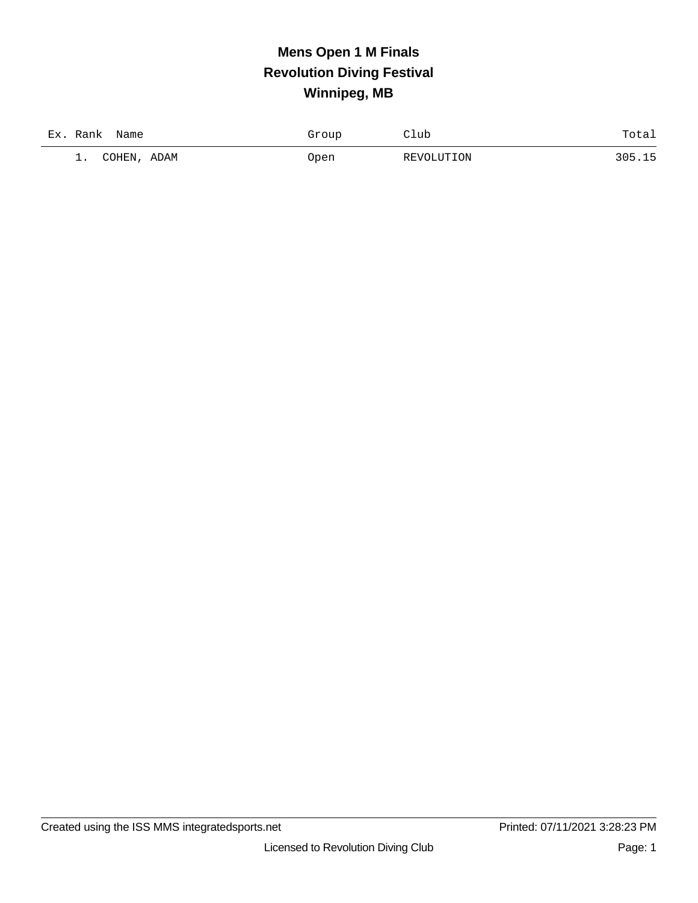# Mens Open 1 M Finals
## Revolution Diving Festival
## Winnipeg, MB

| Ex. | Rank | Name | Group | Club | Total |
|---|---|---|---|---|---|
| | 1. | COHEN, ADAM | Open | REVOLUTION | 305.15 |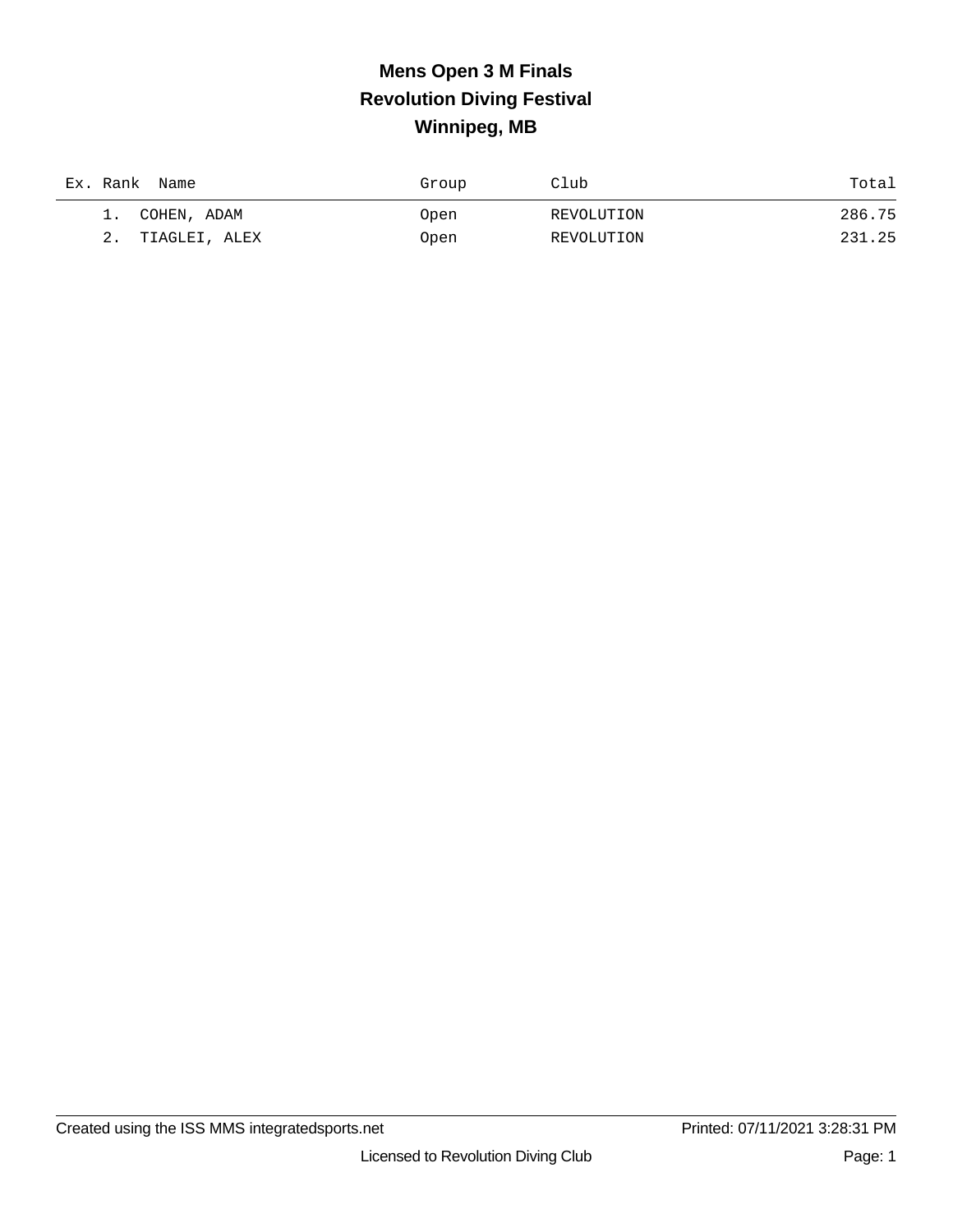# Mens Open 3 M Finals
## Revolution Diving Festival
## Winnipeg, MB

| Ex. | Rank | Name | Group | Club | Total |
|---|---|---|---|---|---|
| | 1. | COHEN, ADAM | Open | REVOLUTION | 286.75 |
| | 2. | TIAGLEI, ALEX | Open | REVOLUTION | 231.25 |

Created using the ISS MMS integratedsports.net

Printed: 07/11/2021 3:28:31 PM

Licensed to Revolution Diving Club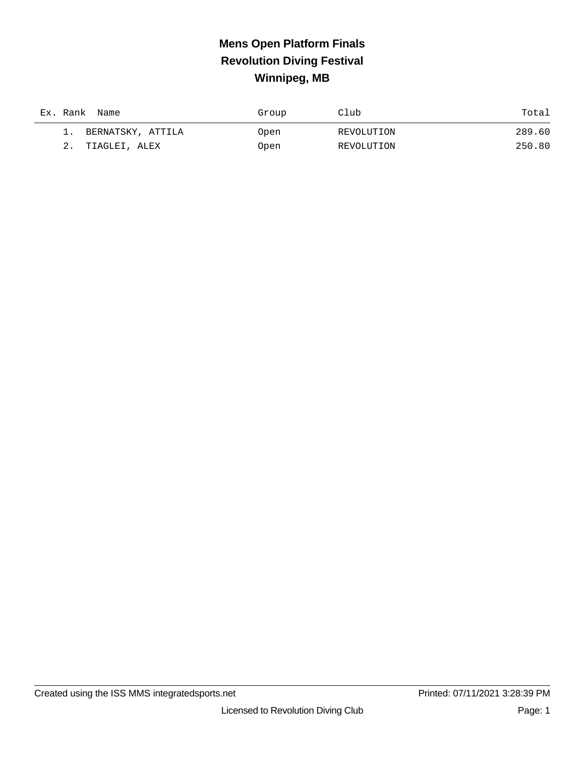# Mens Open Platform Finals
## Revolution Diving Festival
## Winnipeg, MB

| Ex. | Rank | Name | Group | Club | Total |
|---|---|---|---|---|---|
| | 1. | BERNATSKY, ATTILA | Open | REVOLUTION | 289.60 |
| | 2. | TIAGLEI, ALEX | Open | REVOLUTION | 250.80 |

Created using the ISS MMS integratedsports.net | Printed: 07/11/2021 3:28:39 PM

Licensed to Revolution Diving Club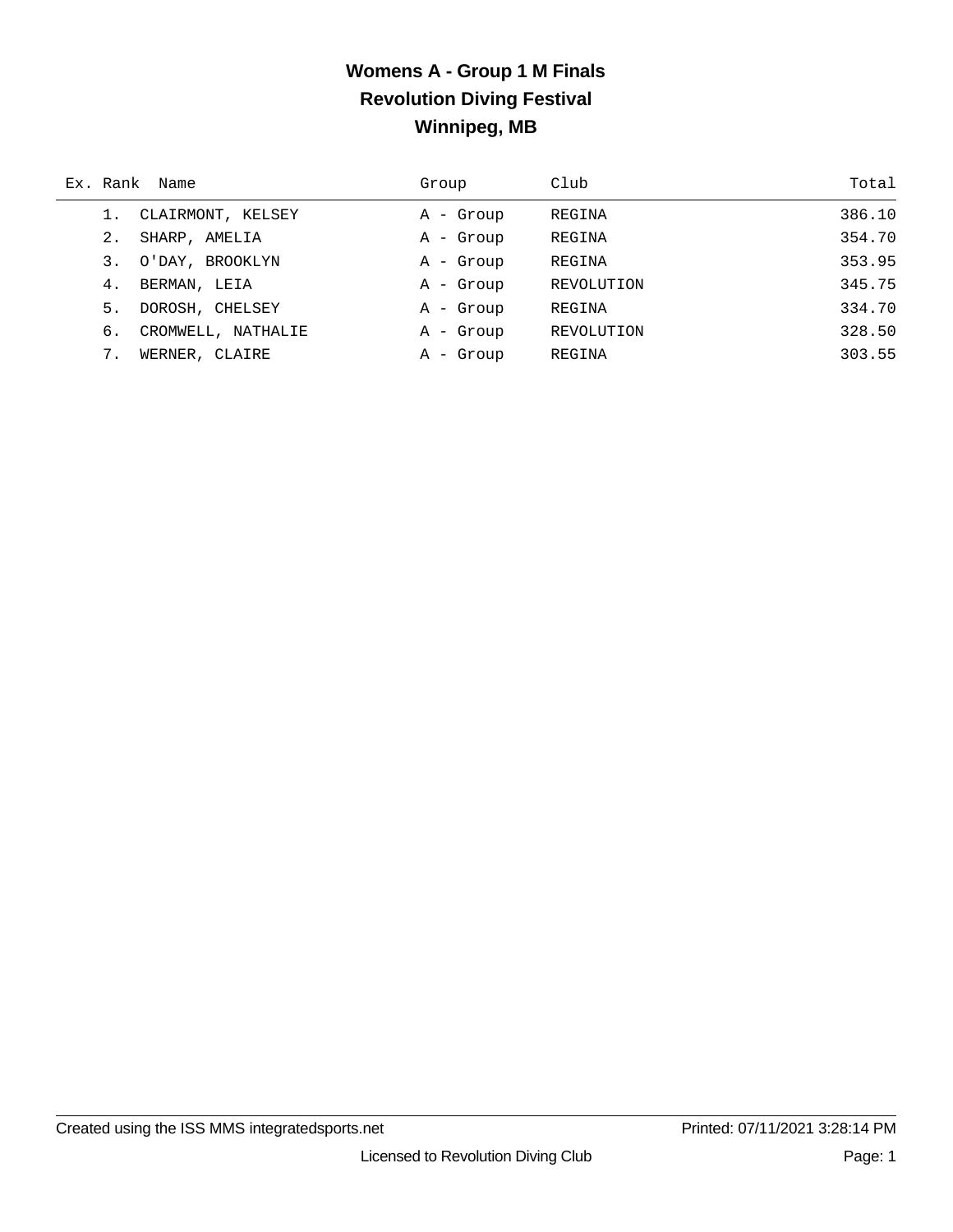# Womens A - Group 1 M Finals
## Revolution Diving Festival
## Winnipeg, MB

| Ex. | Rank | Name | Group | Club | Total |
|---|---|---|---|---|---|
| | 1. | CLAIRMONT, KELSEY | A - Group | REGINA | 386.10 |
| | 2. | SHARP, AMELIA | A - Group | REGINA | 354.70 |
| | 3. | O'DAY, BROOKLYN | A - Group | REGINA | 353.95 |
| | 4. | BERMAN, LEIA | A - Group | REVOLUTION | 345.75 |
| | 5. | DOROSH, CHELSEY | A - Group | REGINA | 334.70 |
| | 6. | CROMWELL, NATHALIE | A - Group | REVOLUTION | 328.50 |
| | 7. | WERNER, CLAIRE | A - Group | REGINA | 303.55 |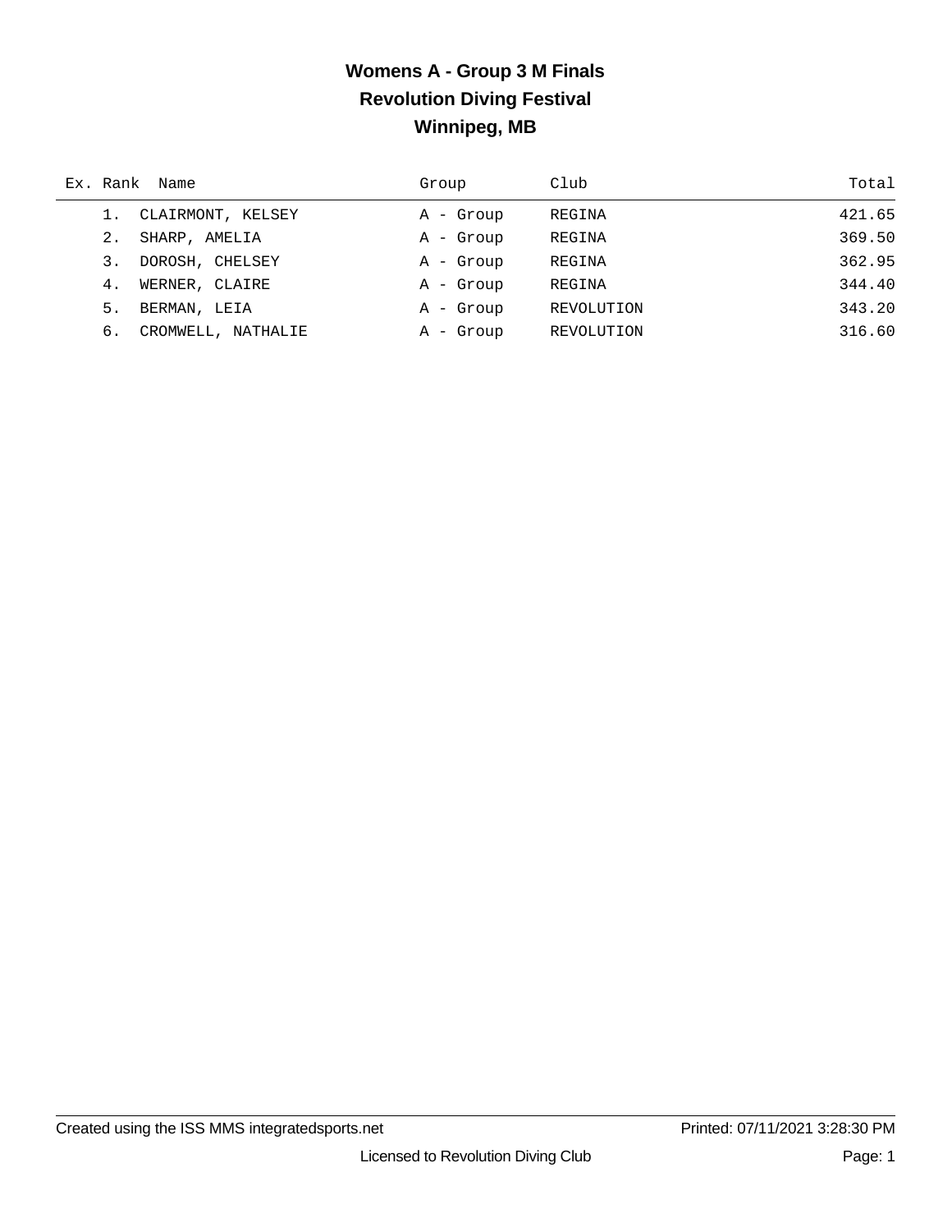# Womens A - Group 3 M Finals
## Revolution Diving Festival
## Winnipeg, MB

| Ex. | Rank | Name | Group | Club | Total |
|---|---|---|---|---|---|
| | 1. | CLAIRMONT, KELSEY | A - Group | REGINA | 421.65 |
| | 2. | SHARP, AMELIA | A - Group | REGINA | 369.50 |
| | 3. | DOROSH, CHELSEY | A - Group | REGINA | 362.95 |
| | 4. | WERNER, CLAIRE | A - Group | REGINA | 344.40 |
| | 5. | BERMAN, LEIA | A - Group | REVOLUTION | 343.20 |
| | 6. | CROMWELL, NATHALIE | A - Group | REVOLUTION | 316.60 |

Created using the ISS MMS integratedsports.net | Printed: 07/11/2021 3:28:30 PM

Licensed to Revolution Diving Club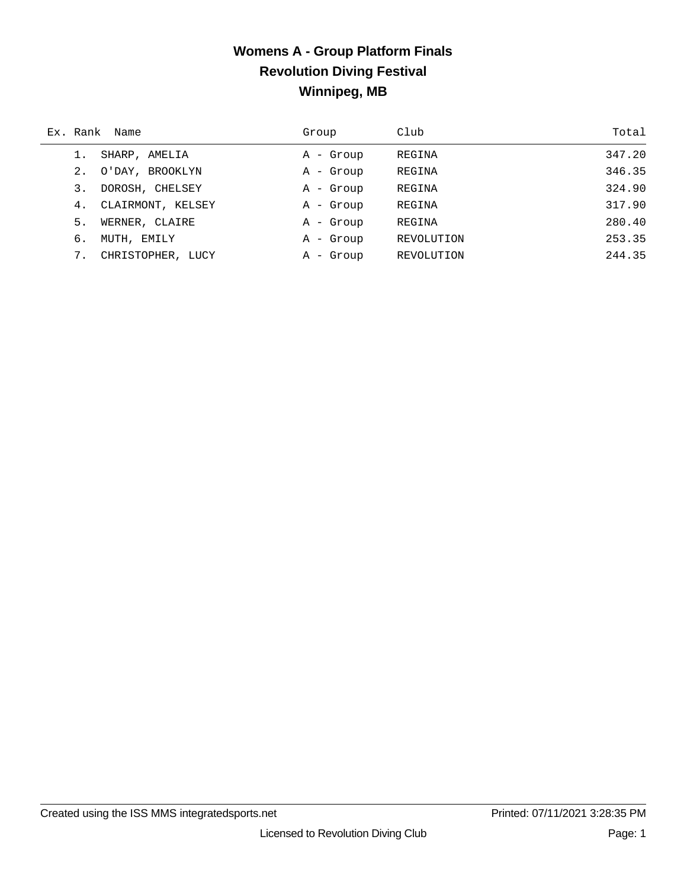# Womens A - Group Platform Finals
## Revolution Diving Festival
## Winnipeg, MB

| Ex. | Rank | Name | Group | Club | Total |
|---|---|---|---|---|---|
| | 1. | SHARP, AMELIA | A - Group | REGINA | 347.20 |
| | 2. | O'DAY, BROOKLYN | A - Group | REGINA | 346.35 |
| | 3. | DOROSH, CHELSEY | A - Group | REGINA | 324.90 |
| | 4. | CLAIRMONT, KELSEY | A - Group | REGINA | 317.90 |
| | 5. | WERNER, CLAIRE | A - Group | REGINA | 280.40 |
| | 6. | MUTH, EMILY | A - Group | REVOLUTION | 253.35 |
| | 7. | CHRISTOPHER, LUCY | A - Group | REVOLUTION | 244.35 |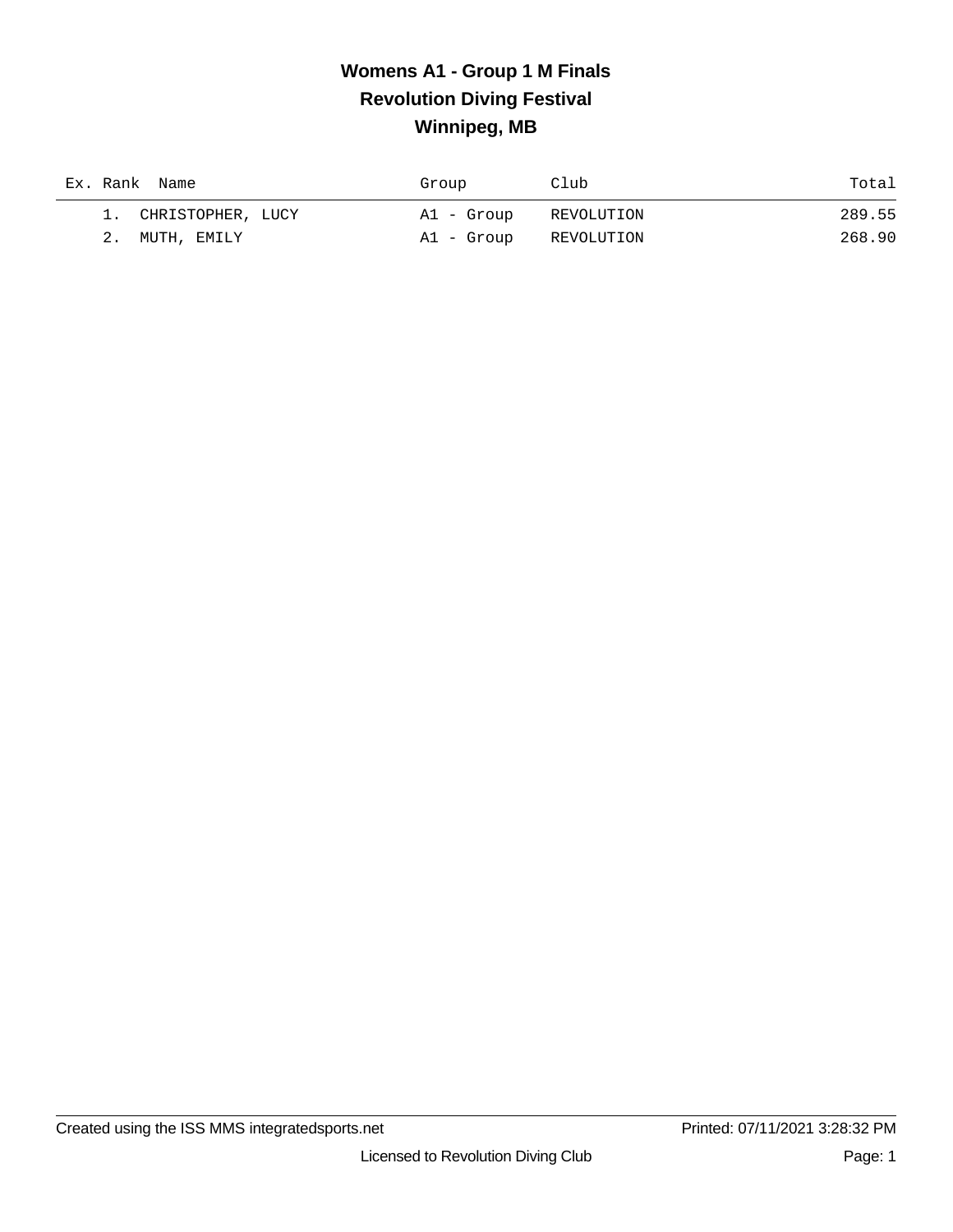# Womens A1 - Group 1 M Finals

## Revolution Diving Festival

## Winnipeg, MB

| Ex. | Rank | Name | Group | Club | Total |
|---|---|---|---|---|---|
| | 1. | CHRISTOPHER, LUCY | A1 - Group | REVOLUTION | 289.55 |
| | 2. | MUTH, EMILY | A1 - Group | REVOLUTION | 268.90 |

Created using the ISS MMS integratedsports.net

Printed: 07/11/2021 3:28:32 PM

Licensed to Revolution Diving Club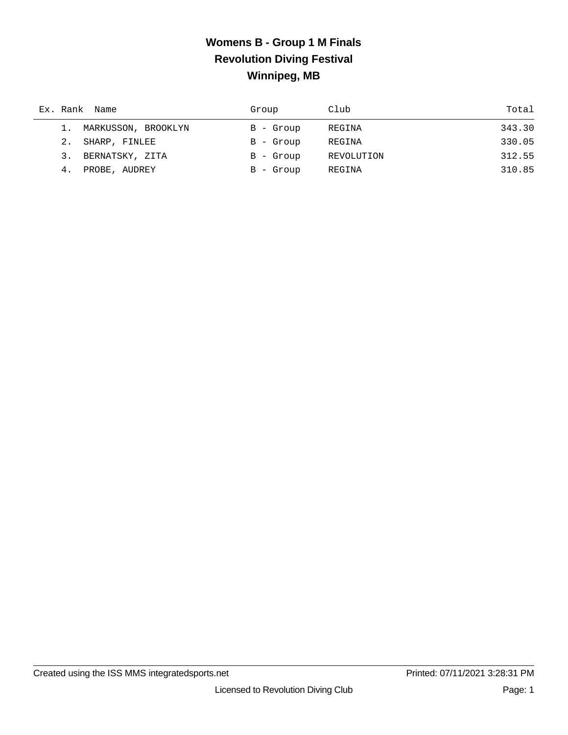# Womens B - Group 1 M Finals
## Revolution Diving Festival
## Winnipeg, MB

| Ex. | Rank | Name | Group | Club | Total |
|---|---|---|---|---|---|
| | 1. | MARKUSSON, BROOKLYN | B - Group | REGINA | 343.30 |
| | 2. | SHARP, FINLEE | B - Group | REGINA | 330.05 |
| | 3. | BERNATSKY, ZITA | B - Group | REVOLUTION | 312.55 |
| | 4. | PROBE, AUDREY | B - Group | REGINA | 310.85 |

Created using the ISS MMS integratedsports.net    Printed: 07/11/2021 3:28:31 PM

Licensed to Revolution Diving Club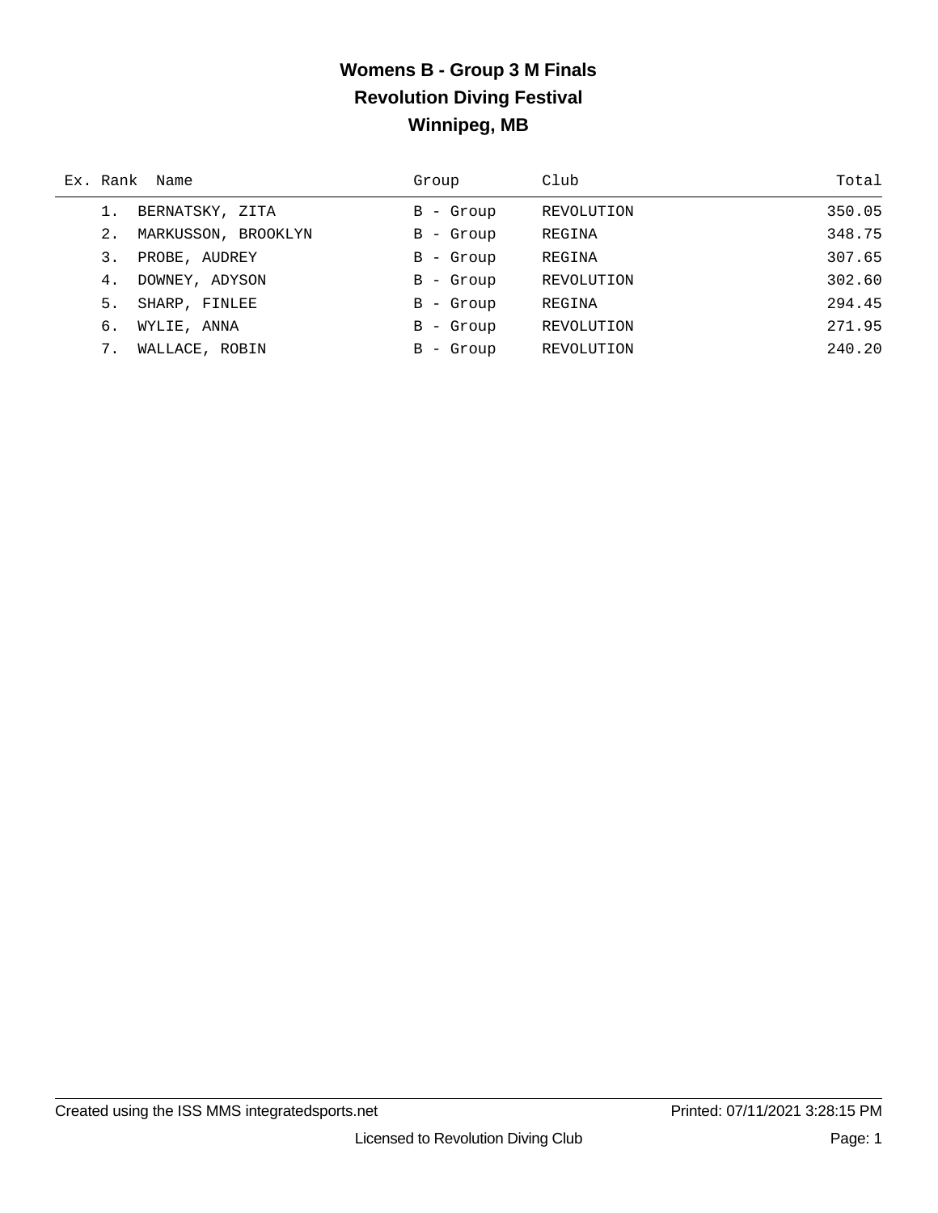# Womens B - Group 3 M Finals
## Revolution Diving Festival
## Winnipeg, MB

| Ex. | Rank | Name | Group | Club | Total |
|---|---|---|---|---|---|
| | 1. | BERNATSKY, ZITA | B - Group | REVOLUTION | 350.05 |
| | 2. | MARKUSSON, BROOKLYN | B - Group | REGINA | 348.75 |
| | 3. | PROBE, AUDREY | B - Group | REGINA | 307.65 |
| | 4. | DOWNEY, ADYSON | B - Group | REVOLUTION | 302.60 |
| | 5. | SHARP, FINLEE | B - Group | REGINA | 294.45 |
| | 6. | WYLIE, ANNA | B - Group | REVOLUTION | 271.95 |
| | 7. | WALLACE, ROBIN | B - Group | REVOLUTION | 240.20 |

Created using the ISS MMS integratedsports.net    Printed: 07/11/2021 3:28:15 PM

Licensed to Revolution Diving Club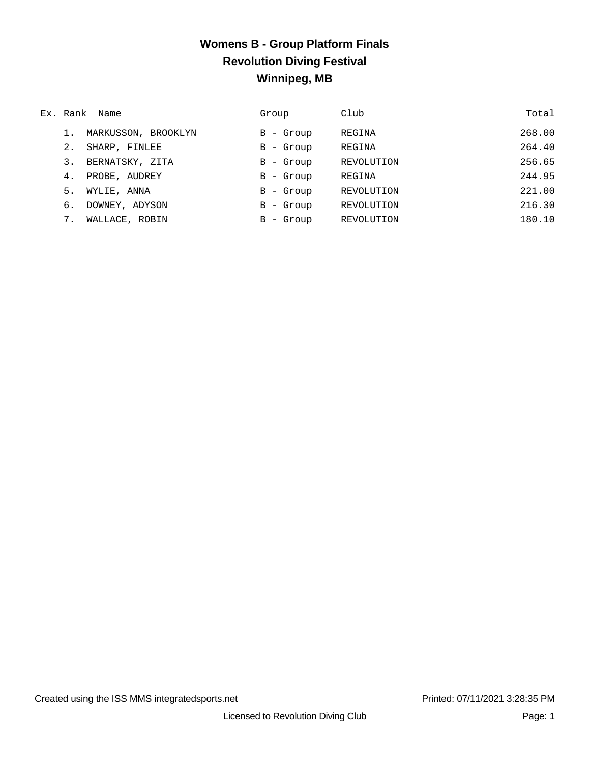# Womens B - Group Platform Finals

## Revolution Diving Festival

## Winnipeg, MB

| Ex. | Rank | Name | Group | Club | Total |
|---|---|---|---|---|---|
| | 1. | MARKUSSON, BROOKLYN | B - Group | REGINA | 268.00 |
| | 2. | SHARP, FINLEE | B - Group | REGINA | 264.40 |
| | 3. | BERNATSKY, ZITA | B - Group | REVOLUTION | 256.65 |
| | 4. | PROBE, AUDREY | B - Group | REGINA | 244.95 |
| | 5. | WYLIE, ANNA | B - Group | REVOLUTION | 221.00 |
| | 6. | DOWNEY, ADYSON | B - Group | REVOLUTION | 216.30 |
| | 7. | WALLACE, ROBIN | B - Group | REVOLUTION | 180.10 |

Created using the ISS MMS integratedsports.net — Printed: 07/11/2021 3:28:35 PM

Licensed to Revolution Diving Club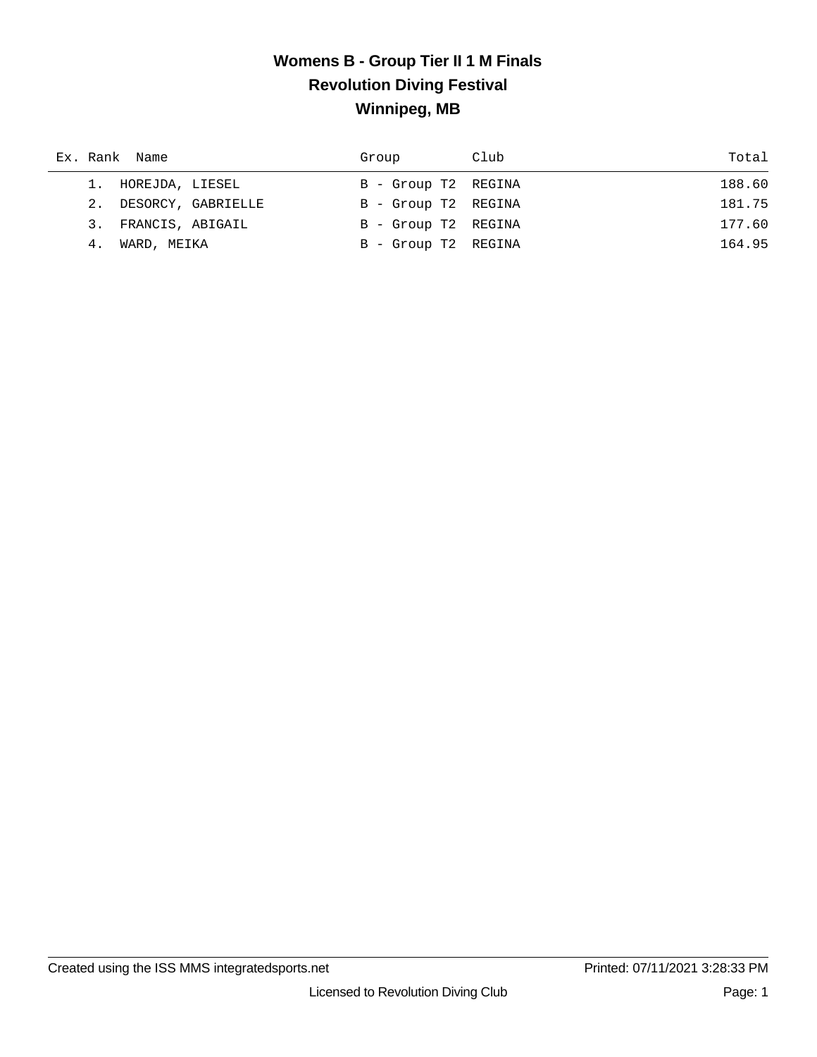# Womens B - Group Tier II 1 M Finals

## Revolution Diving Festival

## Winnipeg, MB

| Ex. | Rank | Name | Group | Club | Total |
|---|---|---|---|---|---|
| | 1. | HOREJDA, LIESEL | B - Group T2 | REGINA | 188.60 |
| | 2. | DESORCY, GABRIELLE | B - Group T2 | REGINA | 181.75 |
| | 3. | FRANCIS, ABIGAIL | B - Group T2 | REGINA | 177.60 |
| | 4. | WARD, MEIKA | B - Group T2 | REGINA | 164.95 |

Created using the ISS MMS integratedsports.net

Printed: 07/11/2021 3:28:33 PM

Licensed to Revolution Diving Club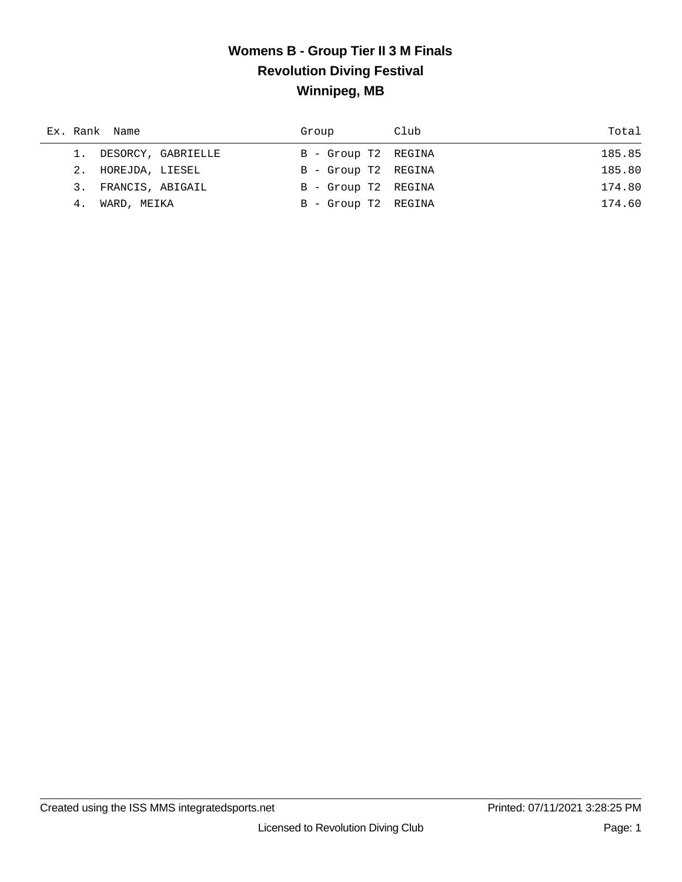# Womens B - Group Tier II 3 M Finals

## Revolution Diving Festival

## Winnipeg, MB

| Ex. | Rank | Name | Group | Club | Total |
|---|---|---|---|---|---|
| | 1. | DESORCY, GABRIELLE | B - Group T2 | REGINA | 185.85 |
| | 2. | HOREJDA, LIESEL | B - Group T2 | REGINA | 185.80 |
| | 3. | FRANCIS, ABIGAIL | B - Group T2 | REGINA | 174.80 |
| | 4. | WARD, MEIKA | B - Group T2 | REGINA | 174.60 |

Created using the ISS MMS integratedsports.net Printed: 07/11/2021 3:28:25 PM

Licensed to Revolution Diving Club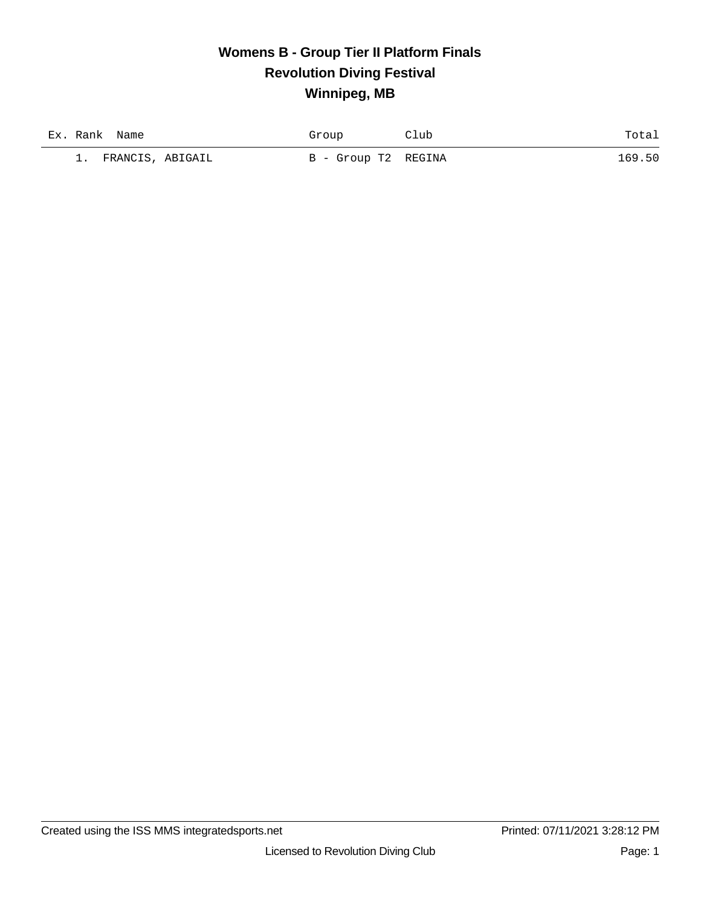# Womens B - Group Tier II Platform Finals
## Revolution Diving Festival
## Winnipeg, MB

| Ex. | Rank | Name | Group | Club | Total |
|---|---|---|---|---|---|
| | 1. | FRANCIS, ABIGAIL | B - Group T2 | REGINA | 169.50 |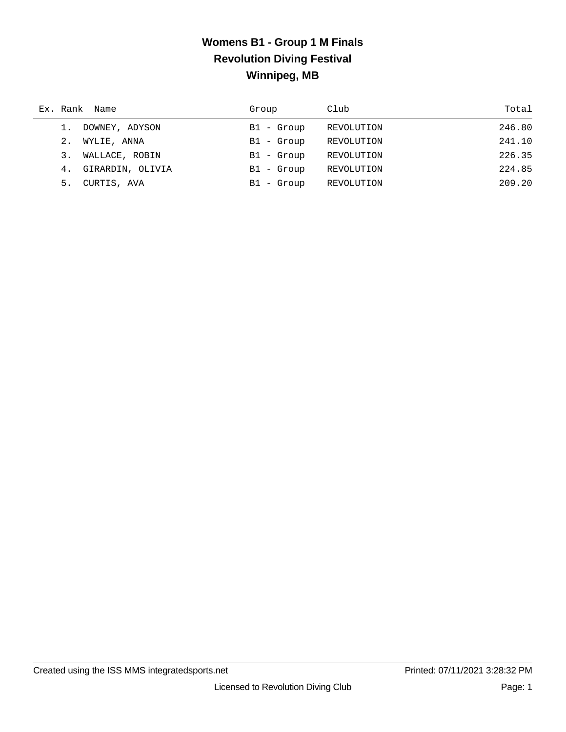# Womens B1 - Group 1 M Finals

## Revolution Diving Festival

## Winnipeg, MB

| Ex. | Rank | Name | Group | Club | Total |
|---|---|---|---|---|---|
| | 1. | DOWNEY, ADYSON | B1 - Group | REVOLUTION | 246.80 |
| | 2. | WYLIE, ANNA | B1 - Group | REVOLUTION | 241.10 |
| | 3. | WALLACE, ROBIN | B1 - Group | REVOLUTION | 226.35 |
| | 4. | GIRARDIN, OLIVIA | B1 - Group | REVOLUTION | 224.85 |
| | 5. | CURTIS, AVA | B1 - Group | REVOLUTION | 209.20 |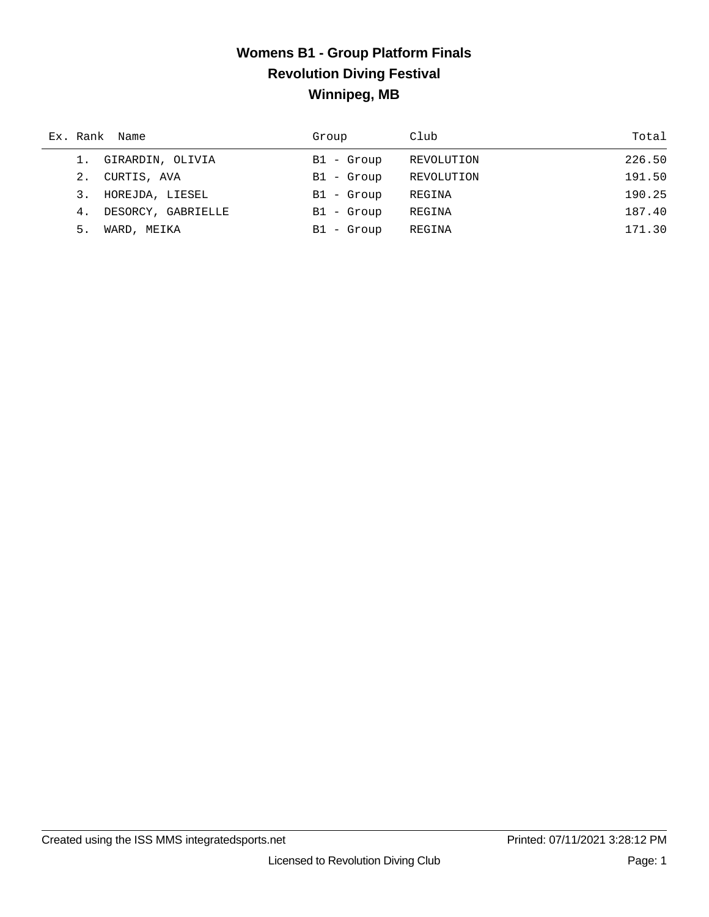# Womens B1 - Group Platform Finals

## Revolution Diving Festival

## Winnipeg, MB

| Ex. | Rank | Name | Group | Club | Total |
|---|---|---|---|---|---|
| | 1. | GIRARDIN, OLIVIA | B1 - Group | REVOLUTION | 226.50 |
| | 2. | CURTIS, AVA | B1 - Group | REVOLUTION | 191.50 |
| | 3. | HOREJDA, LIESEL | B1 - Group | REGINA | 190.25 |
| | 4. | DESORCY, GABRIELLE | B1 - Group | REGINA | 187.40 |
| | 5. | WARD, MEIKA | B1 - Group | REGINA | 171.30 |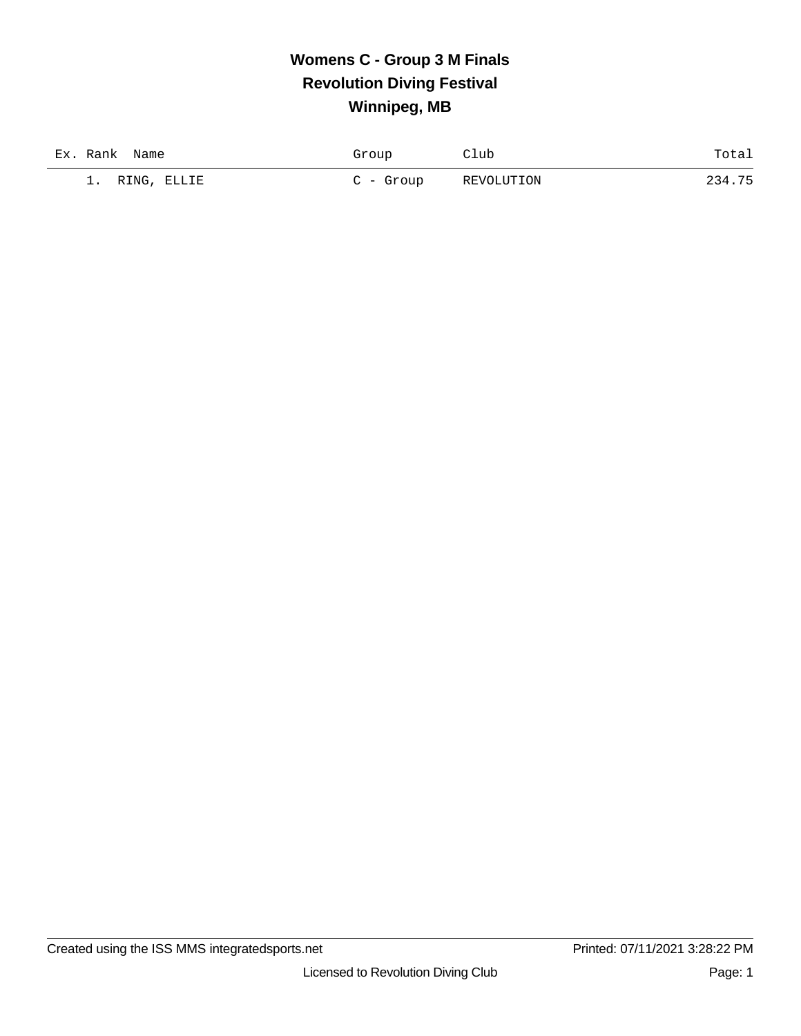# Womens C - Group 3 M Finals
## Revolution Diving Festival
## Winnipeg, MB

| Ex. | Rank | Name | Group | Club | Total |
|---|---|---|---|---|---|
| | 1. | RING, ELLIE | C - Group | REVOLUTION | 234.75 |

Created using the ISS MMS integratedsports.net    Printed: 07/11/2021 3:28:22 PM

Licensed to Revolution Diving Club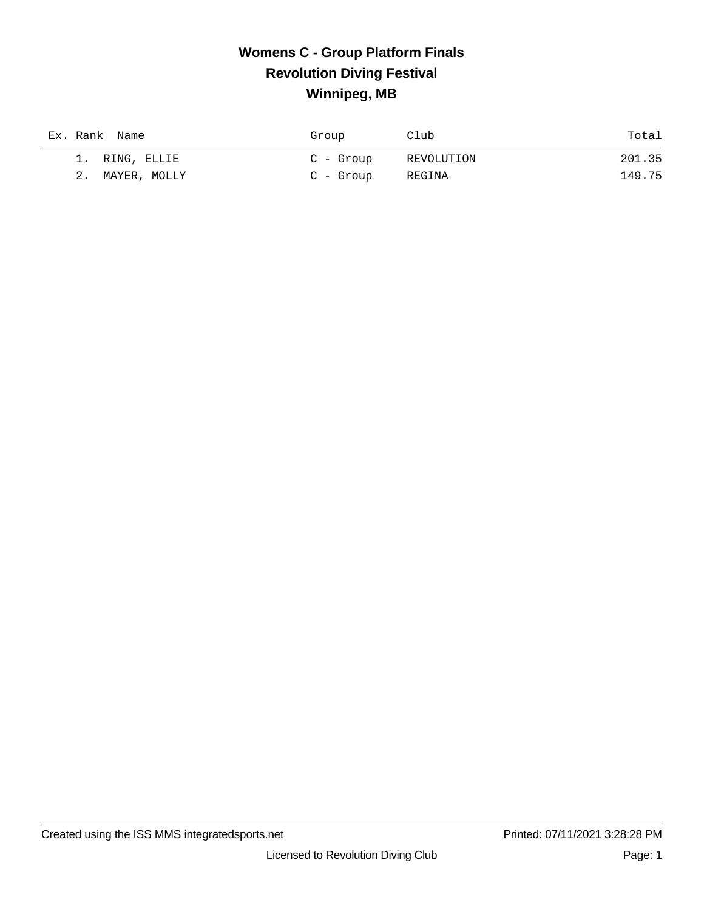# Womens C - Group Platform Finals

## Revolution Diving Festival

## Winnipeg, MB

| Ex. | Rank | Name | Group | Club | Total |
|---|---|---|---|---|---|
| | 1. | RING, ELLIE | C - Group | REVOLUTION | 201.35 |
| | 2. | MAYER, MOLLY | C - Group | REGINA | 149.75 |

Created using the ISS MMS integratedsports.net

Printed: 07/11/2021 3:28:28 PM

Licensed to Revolution Diving Club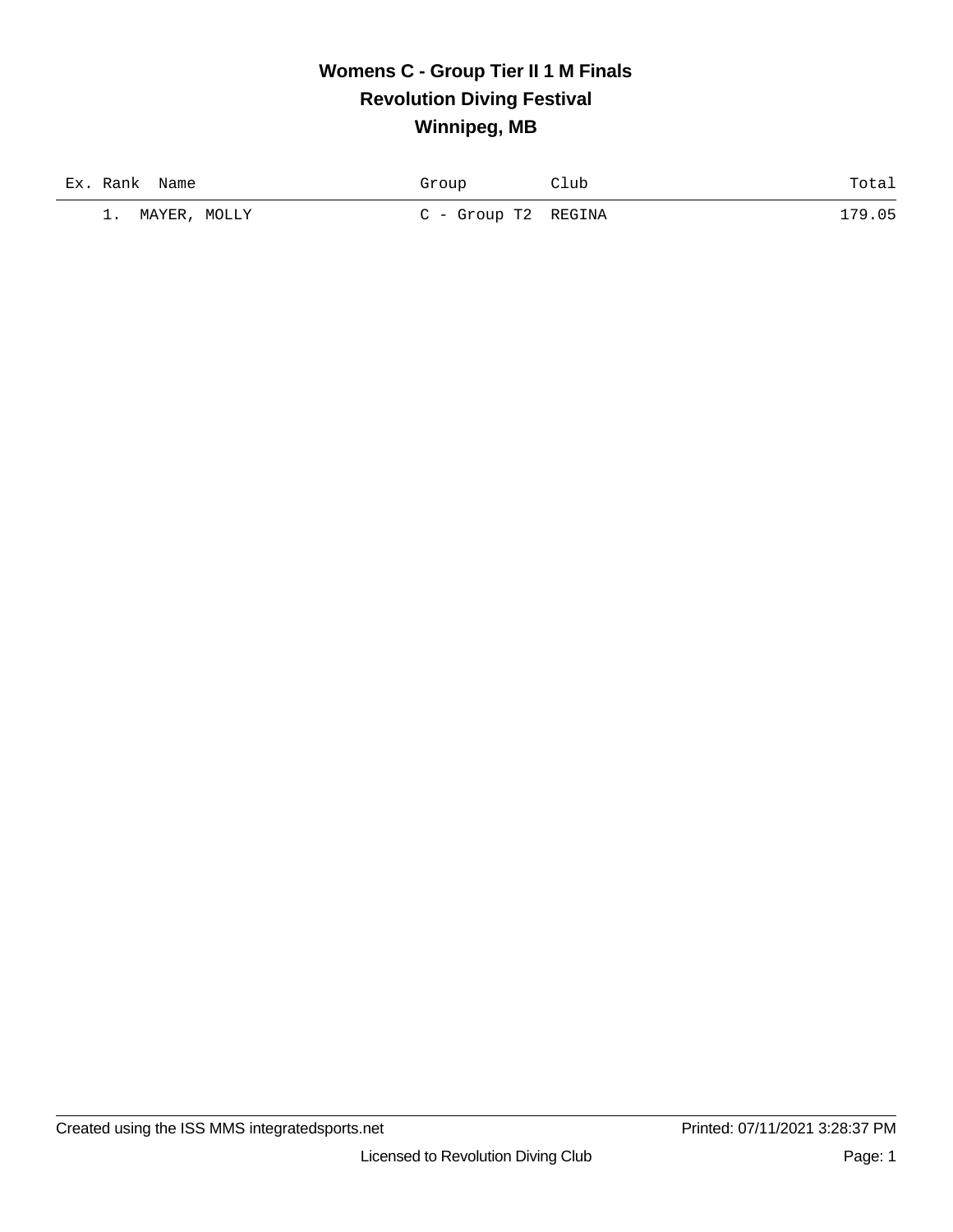# Womens C - Group Tier II 1 M Finals

## Revolution Diving Festival

## Winnipeg, MB

| Ex. | Rank | Name | Group | Club | Total |
|---|---|---|---|---|---|
| | 1. | MAYER, MOLLY | C - Group T2 | REGINA | 179.05 |

Created using the ISS MMS integratedsports.net

Printed: 07/11/2021 3:28:37 PM

Licensed to Revolution Diving Club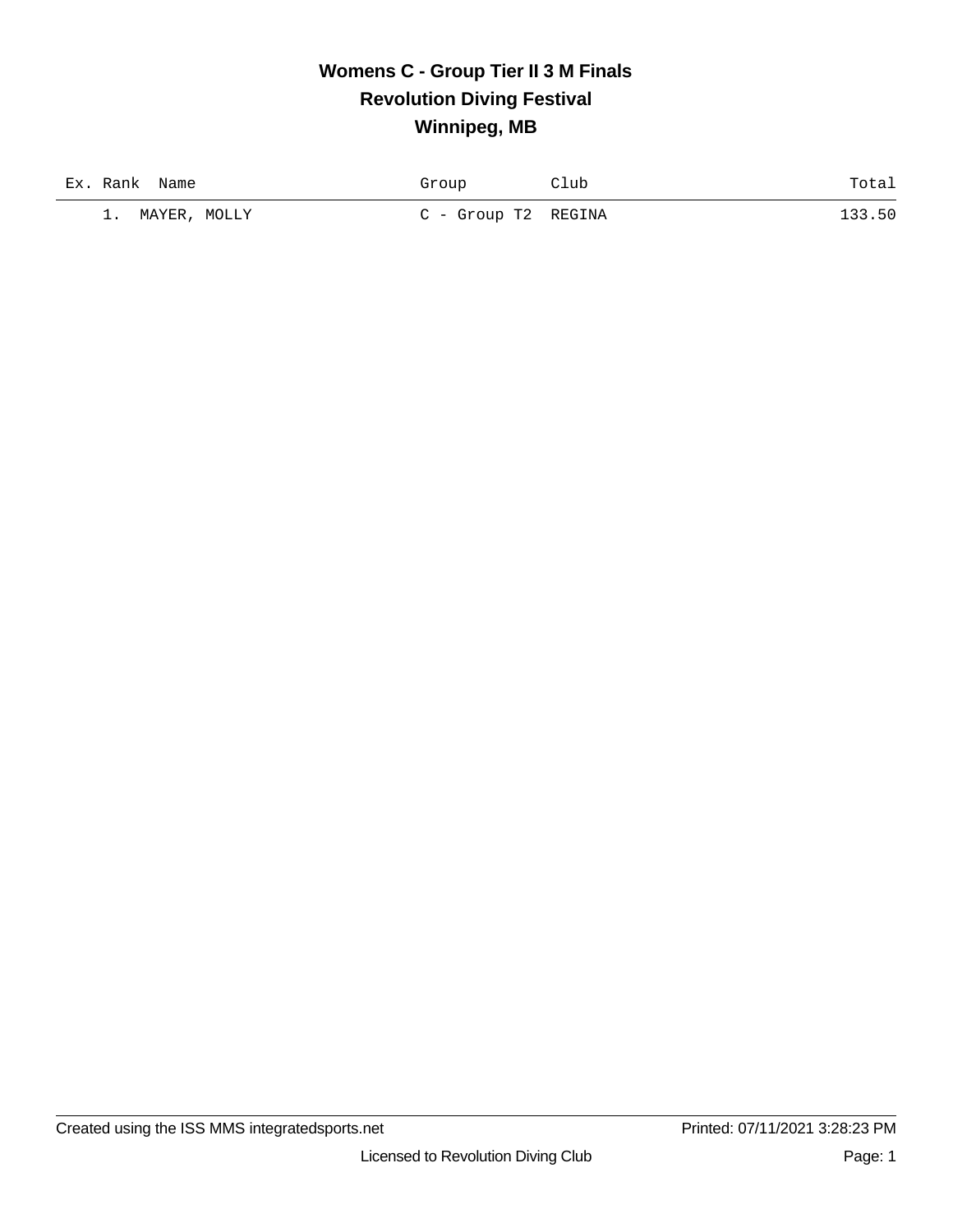# Womens C - Group Tier II 3 M Finals
## Revolution Diving Festival
## Winnipeg, MB

| Ex. | Rank | Name | Group | Club | Total |
|---|---|---|---|---|---|
| | 1. | MAYER, MOLLY | C - Group T2 | REGINA | 133.50 |

Created using the ISS MMS integratedsports.net

Printed: 07/11/2021 3:28:23 PM

Licensed to Revolution Diving Club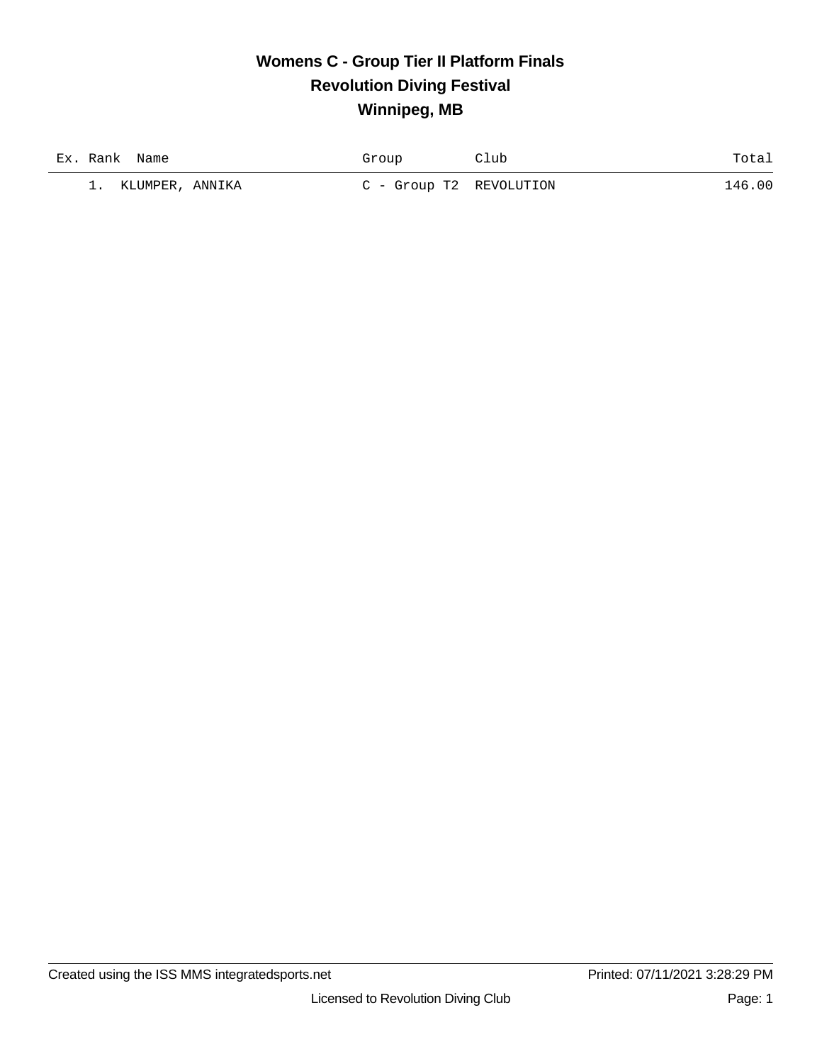# Womens C - Group Tier II Platform Finals
## Revolution Diving Festival
## Winnipeg, MB

| Ex. | Rank | Name | Group | Club | Total |
|---|---|---|---|---|---|
| | 1. | KLUMPER, ANNIKA | C - Group T2 | REVOLUTION | 146.00 |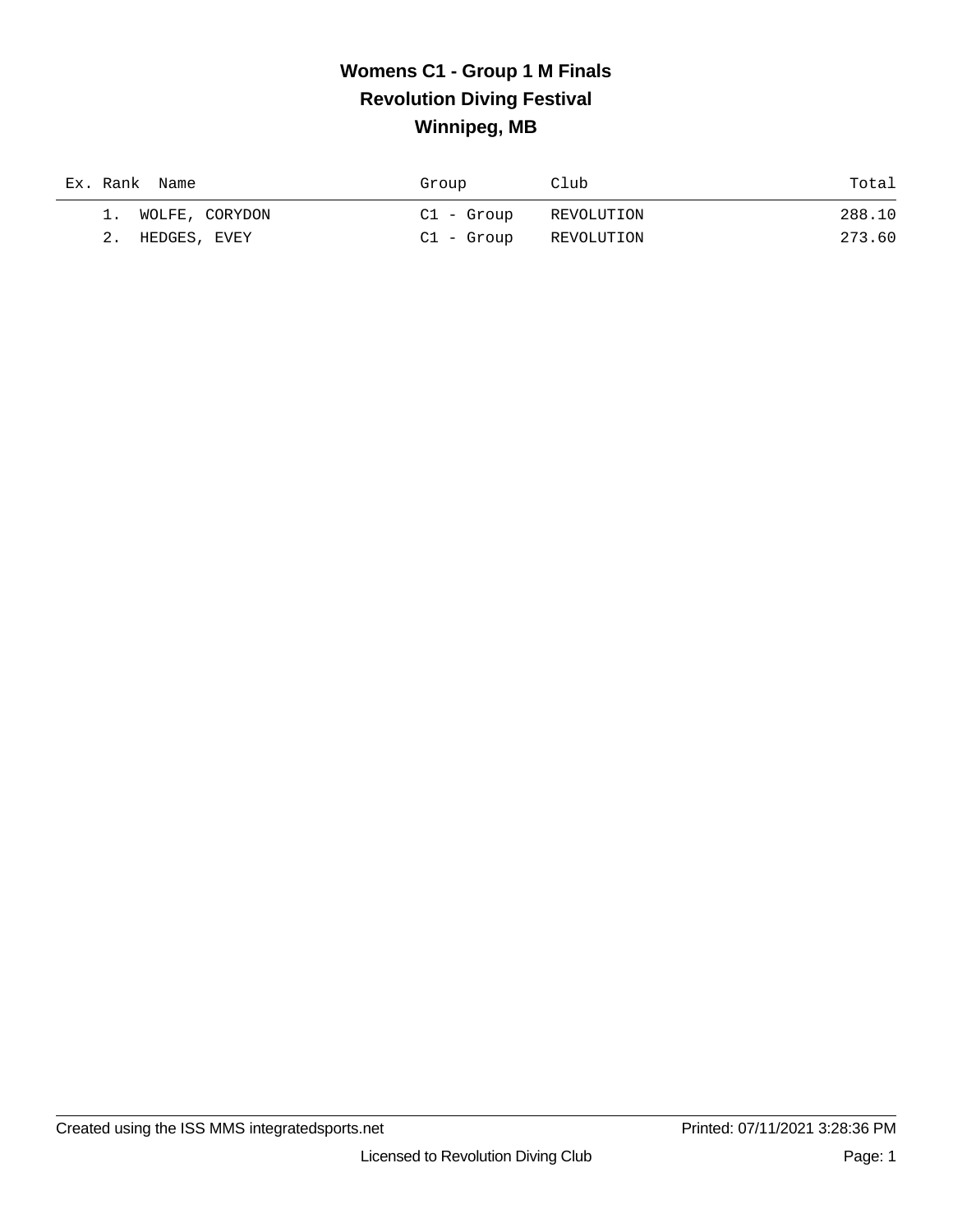# Womens C1 - Group 1 M Finals
## Revolution Diving Festival
## Winnipeg, MB

| Ex. | Rank | Name | Group | Club | Total |
|---|---|---|---|---|---|
| | 1. | WOLFE, CORYDON | C1 - Group | REVOLUTION | 288.10 |
| | 2. | HEDGES, EVEY | C1 - Group | REVOLUTION | 273.60 |

Created using the ISS MMS integratedsports.net | Printed: 07/11/2021 3:28:36 PM

Licensed to Revolution Diving Club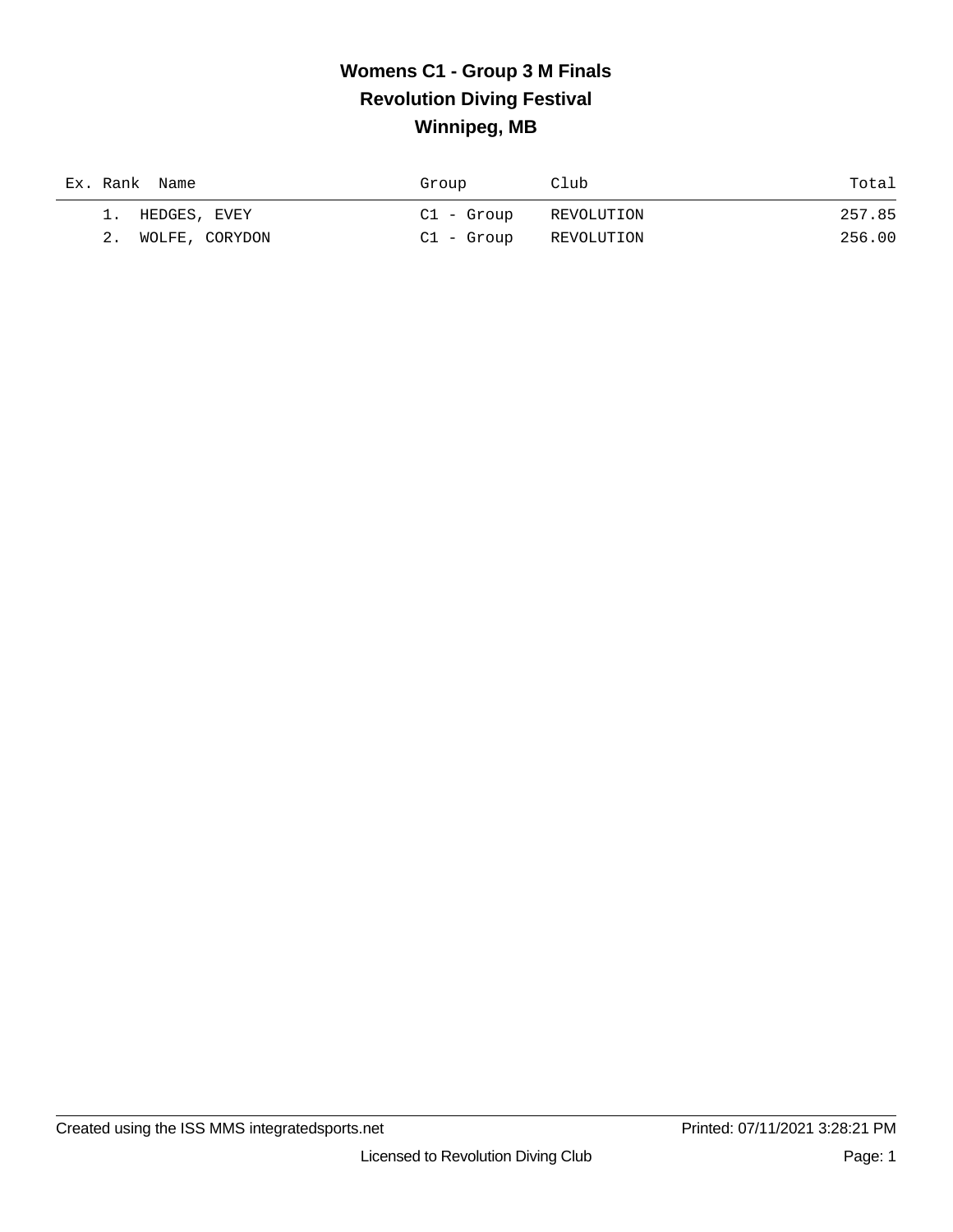# Womens C1 - Group 3 M Finals
## Revolution Diving Festival
## Winnipeg, MB

| Ex. | Rank | Name | Group | Club | Total |
|---|---|---|---|---|---|
| | 1. | HEDGES, EVEY | C1 - Group | REVOLUTION | 257.85 |
| | 2. | WOLFE, CORYDON | C1 - Group | REVOLUTION | 256.00 |

Created using the ISS MMS integratedsports.net    Printed: 07/11/2021 3:28:21 PM

Licensed to Revolution Diving Club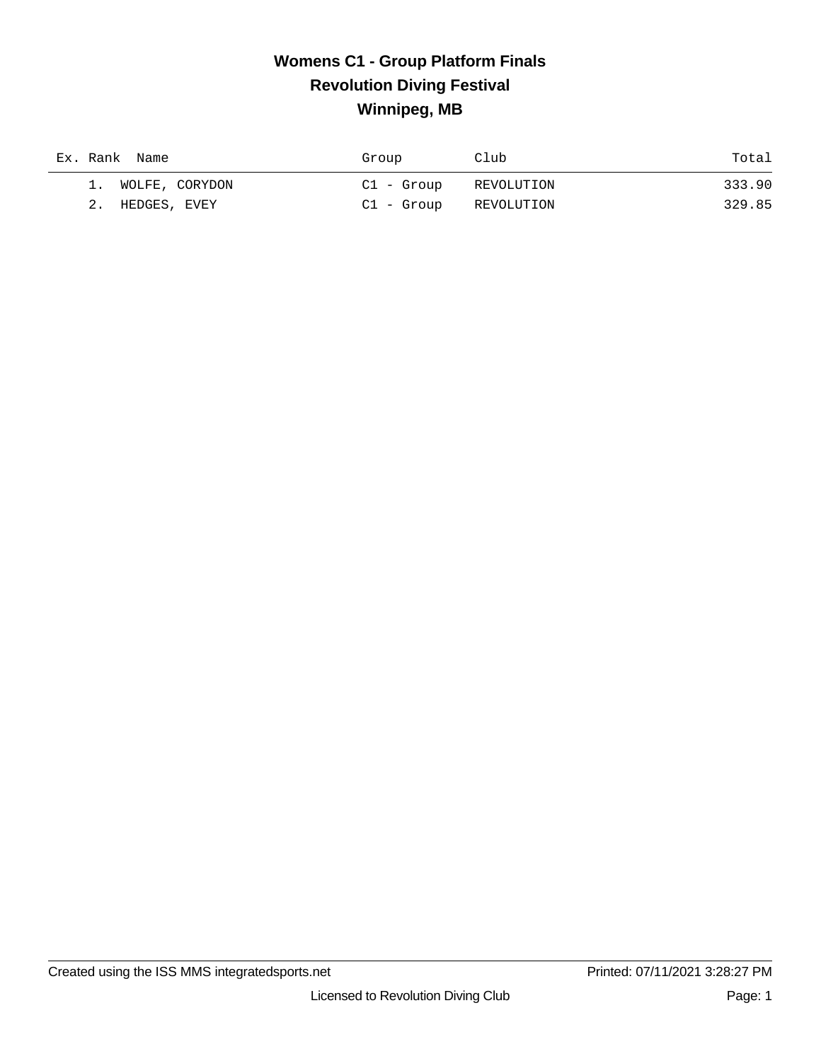# Womens C1 - Group Platform Finals
## Revolution Diving Festival
## Winnipeg, MB

| Ex. | Rank | Name | Group | Club | Total |
|---|---|---|---|---|---|
| | 1. | WOLFE, CORYDON | C1 - Group | REVOLUTION | 333.90 |
| | 2. | HEDGES, EVEY | C1 - Group | REVOLUTION | 329.85 |

Created using the ISS MMS integratedsports.net Printed: 07/11/2021 3:28:27 PM

Licensed to Revolution Diving Club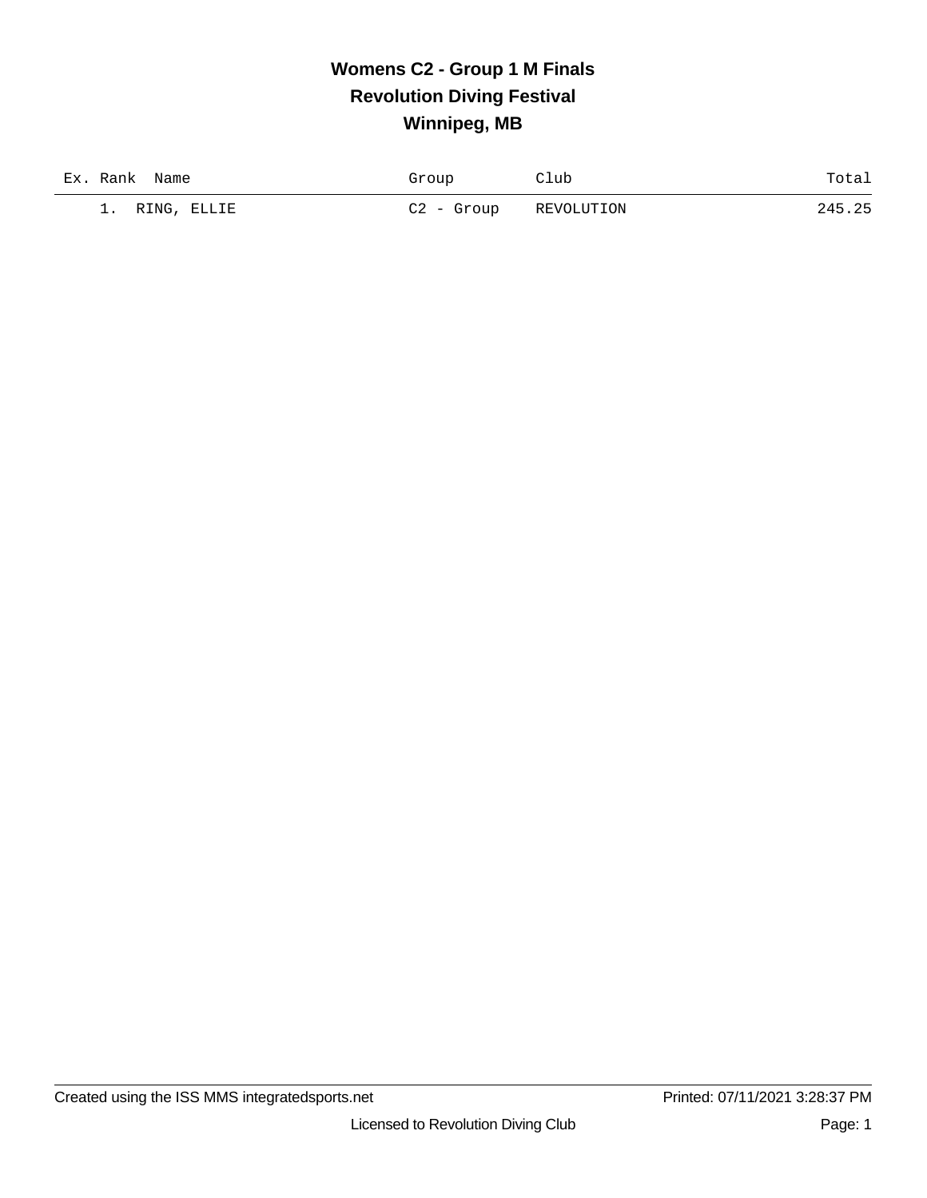# Womens C2 - Group 1 M Finals
## Revolution Diving Festival
## Winnipeg, MB

| Ex. | Rank | Name | Group | Club | Total |
|---|---|---|---|---|---|
| | 1. | RING, ELLIE | C2 - Group | REVOLUTION | 245.25 |

Created using the ISS MMS integratedsports.net

Printed: 07/11/2021 3:28:37 PM

Licensed to Revolution Diving Club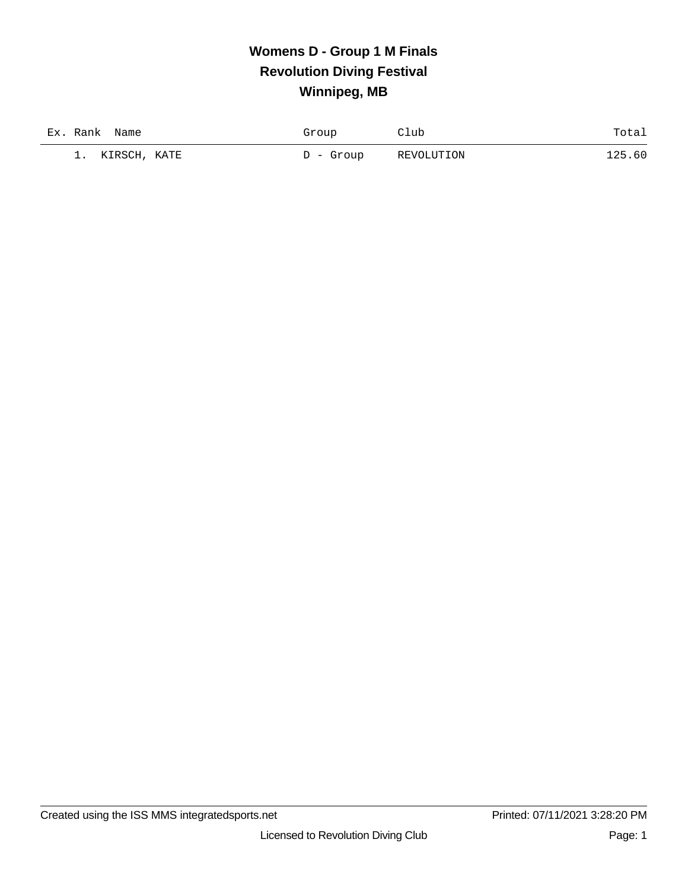# Womens D - Group 1 M Finals
## Revolution Diving Festival
## Winnipeg, MB

| Ex. | Rank | Name | Group | Club | Total |
|---|---|---|---|---|---|
| | 1. | KIRSCH, KATE | D - Group | REVOLUTION | 125.60 |

Created using the ISS MMS integratedsports.net    Printed: 07/11/2021 3:28:20 PM

Licensed to Revolution Diving Club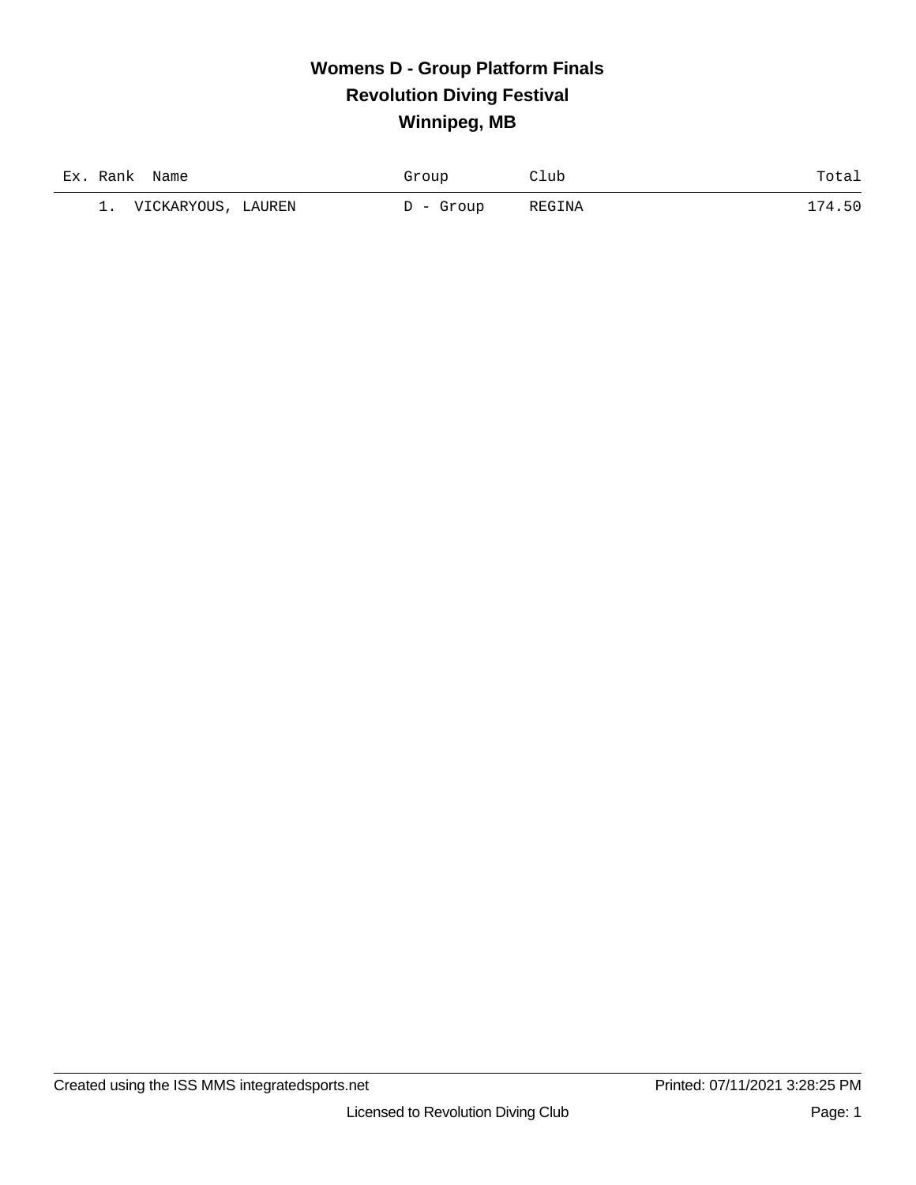# Womens D - Group Platform Finals
## Revolution Diving Festival
## Winnipeg, MB

| Ex. | Rank | Name | Group | Club | Total |
|---|---|---|---|---|---|
| | 1. | VICKARYOUS, LAUREN | D - Group | REGINA | 174.50 |

Created using the ISS MMS integratedsports.net    Printed: 07/11/2021 3:28:25 PM

Licensed to Revolution Diving Club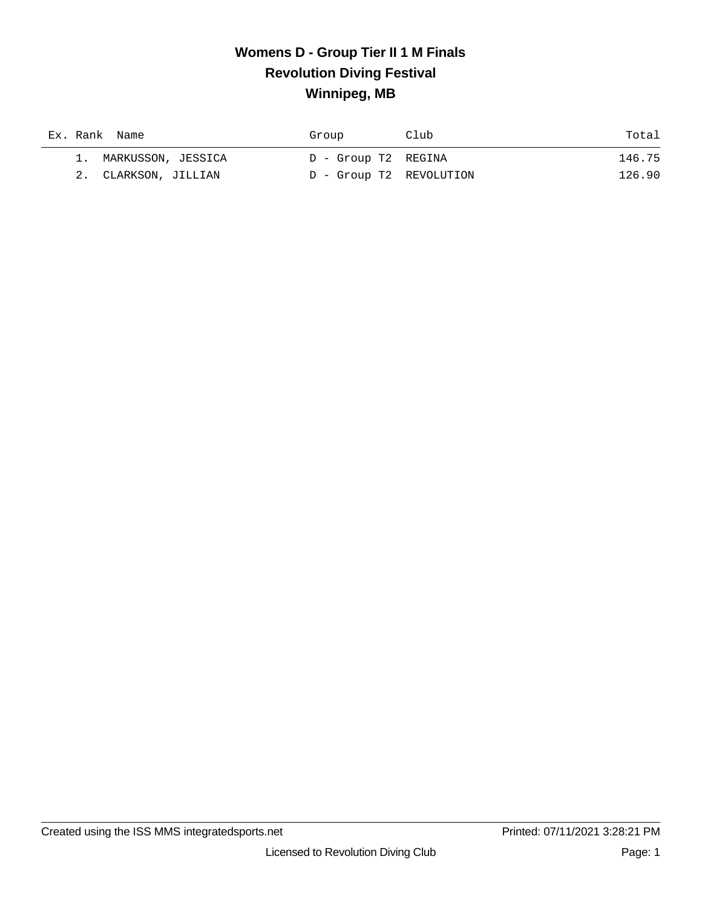# Womens D - Group Tier II 1 M Finals
## Revolution Diving Festival
## Winnipeg, MB

| Ex. | Rank | Name | Group | Club | Total |
|---|---|---|---|---|---|
| | 1. | MARKUSSON, JESSICA | D - Group T2 | REGINA | 146.75 |
| | 2. | CLARKSON, JILLIAN | D - Group T2 | REVOLUTION | 126.90 |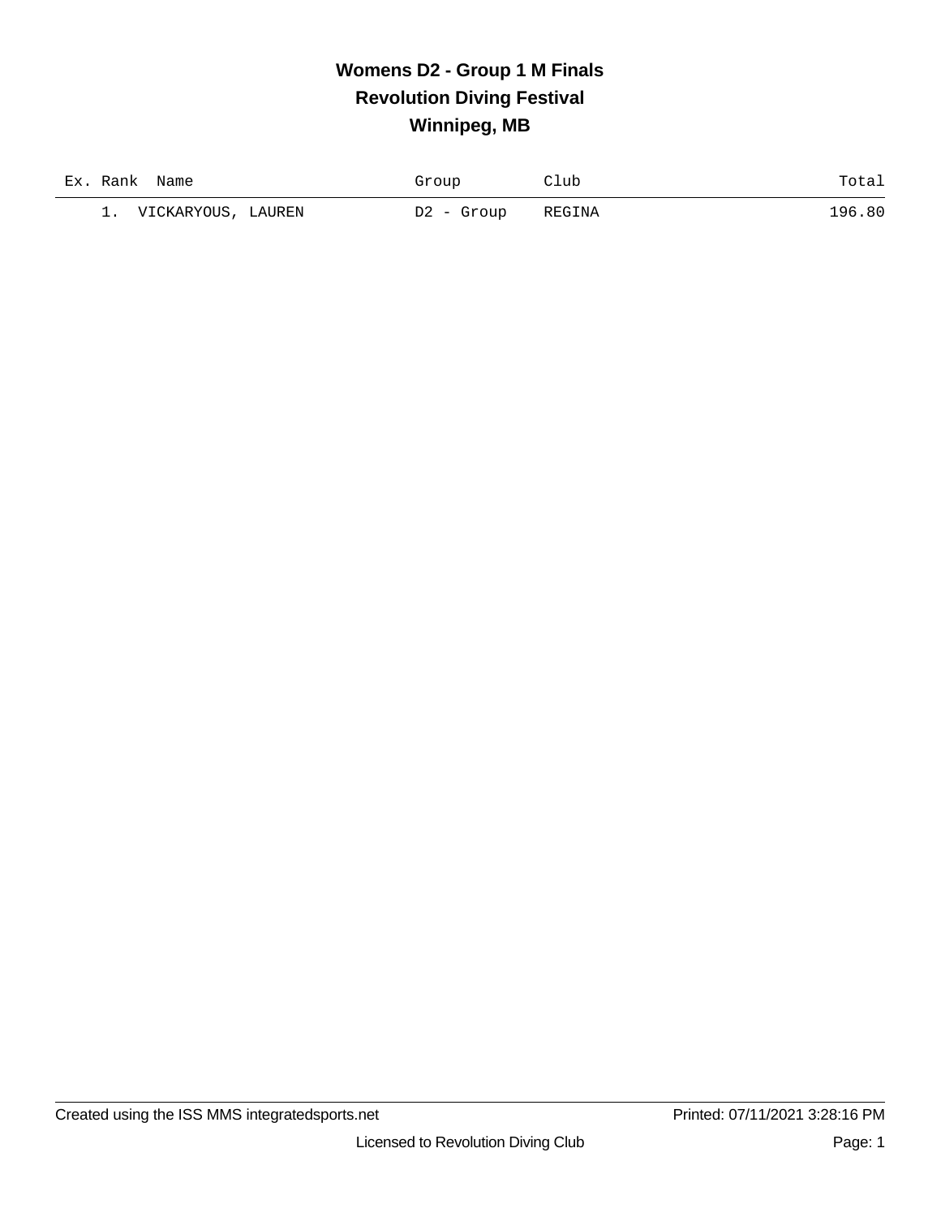# Womens D2 - Group 1 M Finals
## Revolution Diving Festival
## Winnipeg, MB

| Ex. | Rank | Name | Group | Club | Total |
|---|---|---|---|---|---|
| | 1. | VICKARYOUS, LAUREN | D2 - Group | REGINA | 196.80 |

Created using the ISS MMS integratedsports.net    Printed: 07/11/2021 3:28:16 PM

Licensed to Revolution Diving Club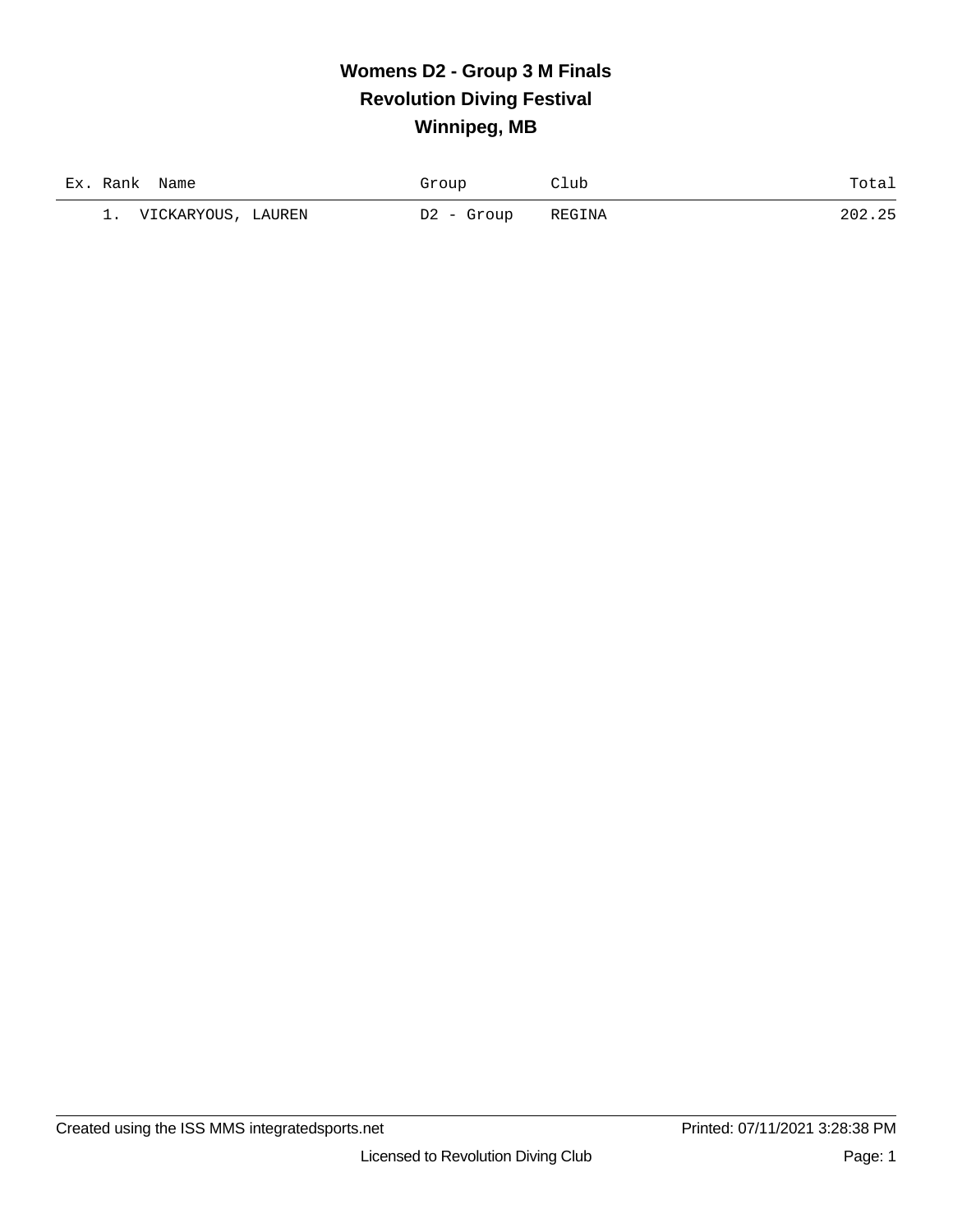# Womens D2 - Group 3 M Finals
## Revolution Diving Festival
## Winnipeg, MB

| Ex. | Rank | Name | Group | Club | Total |
|---|---|---|---|---|---|
| | 1. | VICKARYOUS, LAUREN | D2 - Group | REGINA | 202.25 |

Created using the ISS MMS integratedsports.net

Printed: 07/11/2021 3:28:38 PM

Licensed to Revolution Diving Club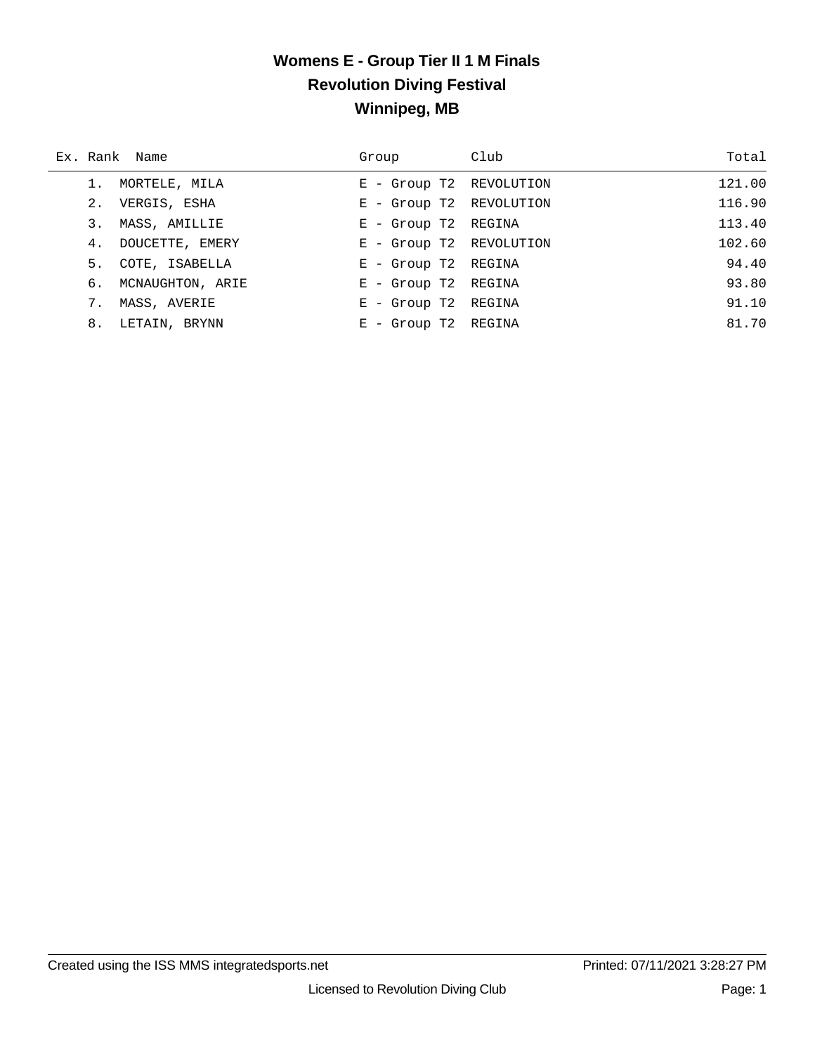# Womens E - Group Tier II 1 M Finals
## Revolution Diving Festival
## Winnipeg, MB

| Ex. | Rank | Name | Group | Club | Total |
|---|---|---|---|---|---|
| | 1. | MORTELE, MILA | E - Group T2 | REVOLUTION | 121.00 |
| | 2. | VERGIS, ESHA | E - Group T2 | REVOLUTION | 116.90 |
| | 3. | MASS, AMILLIE | E - Group T2 | REGINA | 113.40 |
| | 4. | DOUCETTE, EMERY | E - Group T2 | REVOLUTION | 102.60 |
| | 5. | COTE, ISABELLA | E - Group T2 | REGINA | 94.40 |
| | 6. | MCNAUGHTON, ARIE | E - Group T2 | REGINA | 93.80 |
| | 7. | MASS, AVERIE | E - Group T2 | REGINA | 91.10 |
| | 8. | LETAIN, BRYNN | E - Group T2 | REGINA | 81.70 |

Created using the ISS MMS integratedsports.net　　Printed: 07/11/2021 3:28:27 PM

Licensed to Revolution Diving Club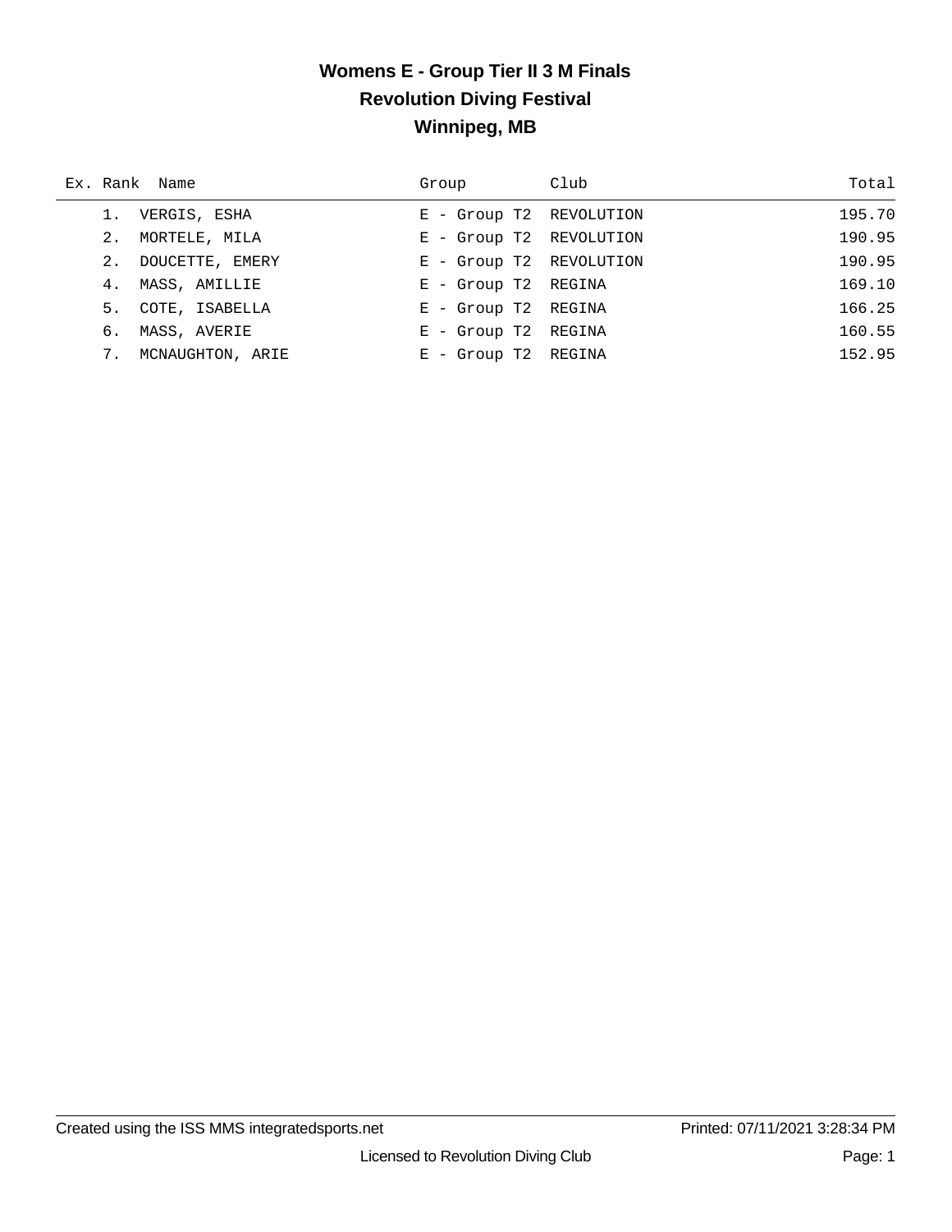# Womens E - Group Tier II 3 M Finals

## Revolution Diving Festival

## Winnipeg, MB

| Ex. | Rank | Name | Group | Club | Total |
|---|---|---|---|---|---|
| | 1. | VERGIS, ESHA | E - Group T2 | REVOLUTION | 195.70 |
| | 2. | MORTELE, MILA | E - Group T2 | REVOLUTION | 190.95 |
| | 2. | DOUCETTE, EMERY | E - Group T2 | REVOLUTION | 190.95 |
| | 4. | MASS, AMILLIE | E - Group T2 | REGINA | 169.10 |
| | 5. | COTE, ISABELLA | E - Group T2 | REGINA | 166.25 |
| | 6. | MASS, AVERIE | E - Group T2 | REGINA | 160.55 |
| | 7. | MCNAUGHTON, ARIE | E - Group T2 | REGINA | 152.95 |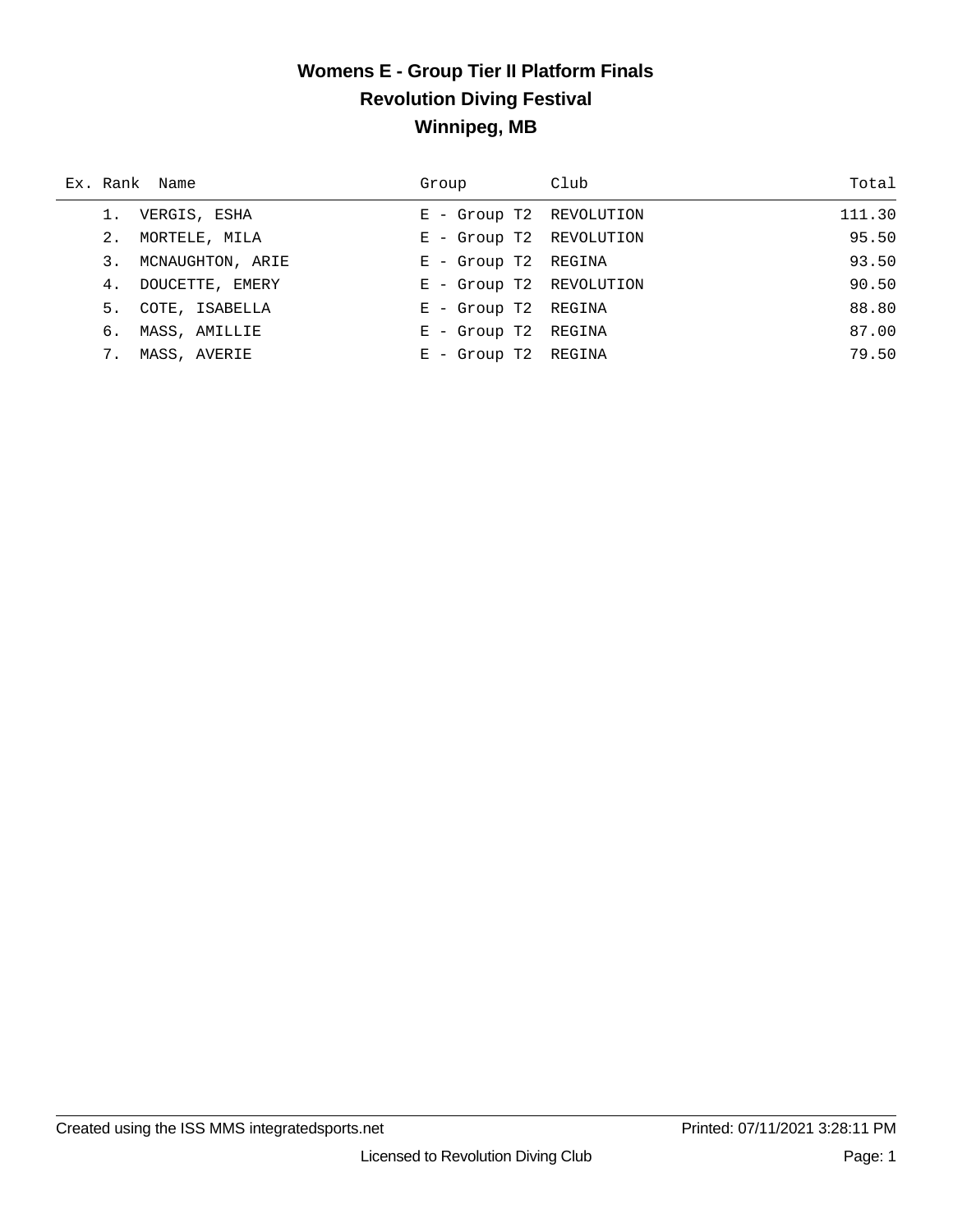# Womens E - Group Tier II Platform Finals
## Revolution Diving Festival
## Winnipeg, MB

| Ex. | Rank | Name | Group | Club | Total |
|---|---|---|---|---|---|
| | 1. | VERGIS, ESHA | E - Group T2 | REVOLUTION | 111.30 |
| | 2. | MORTELE, MILA | E - Group T2 | REVOLUTION | 95.50 |
| | 3. | MCNAUGHTON, ARIE | E - Group T2 | REGINA | 93.50 |
| | 4. | DOUCETTE, EMERY | E - Group T2 | REVOLUTION | 90.50 |
| | 5. | COTE, ISABELLA | E - Group T2 | REGINA | 88.80 |
| | 6. | MASS, AMILLIE | E - Group T2 | REGINA | 87.00 |
| | 7. | MASS, AVERIE | E - Group T2 | REGINA | 79.50 |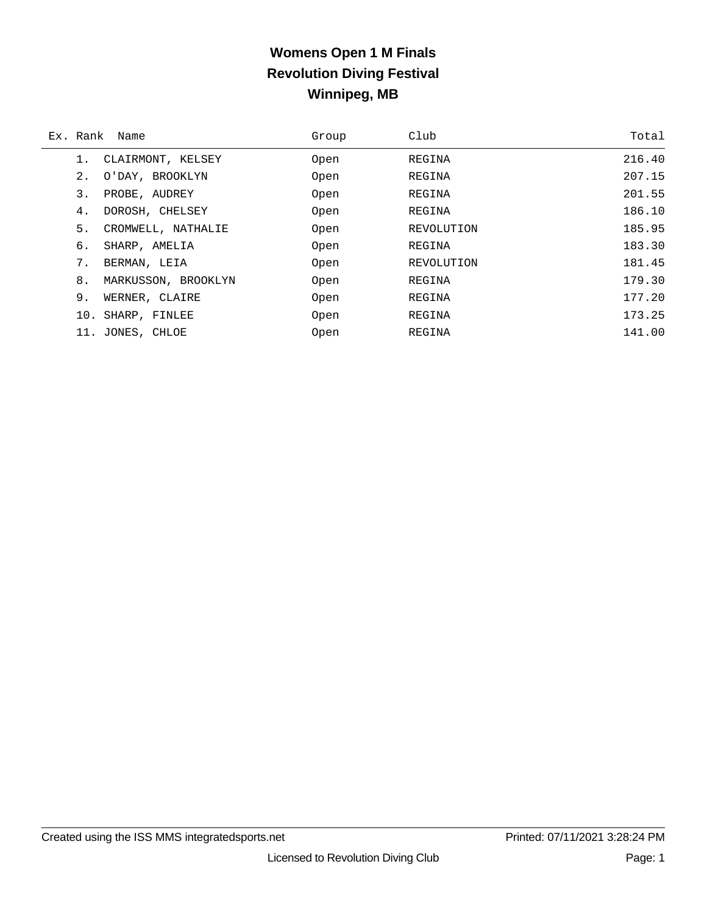# Womens Open 1 M Finals
## Revolution Diving Festival
## Winnipeg, MB

| Ex. | Rank | Name | Group | Club | Total |
|---|---|---|---|---|---|
| | 1. | CLAIRMONT, KELSEY | Open | REGINA | 216.40 |
| | 2. | O'DAY, BROOKLYN | Open | REGINA | 207.15 |
| | 3. | PROBE, AUDREY | Open | REGINA | 201.55 |
| | 4. | DOROSH, CHELSEY | Open | REGINA | 186.10 |
| | 5. | CROMWELL, NATHALIE | Open | REVOLUTION | 185.95 |
| | 6. | SHARP, AMELIA | Open | REGINA | 183.30 |
| | 7. | BERMAN, LEIA | Open | REVOLUTION | 181.45 |
| | 8. | MARKUSSON, BROOKLYN | Open | REGINA | 179.30 |
| | 9. | WERNER, CLAIRE | Open | REGINA | 177.20 |
| | 10. | SHARP, FINLEE | Open | REGINA | 173.25 |
| | 11. | JONES, CHLOE | Open | REGINA | 141.00 |

Created using the ISS MMS integratedsports.net | Printed: 07/11/2021 3:28:24 PM

Licensed to Revolution Diving Club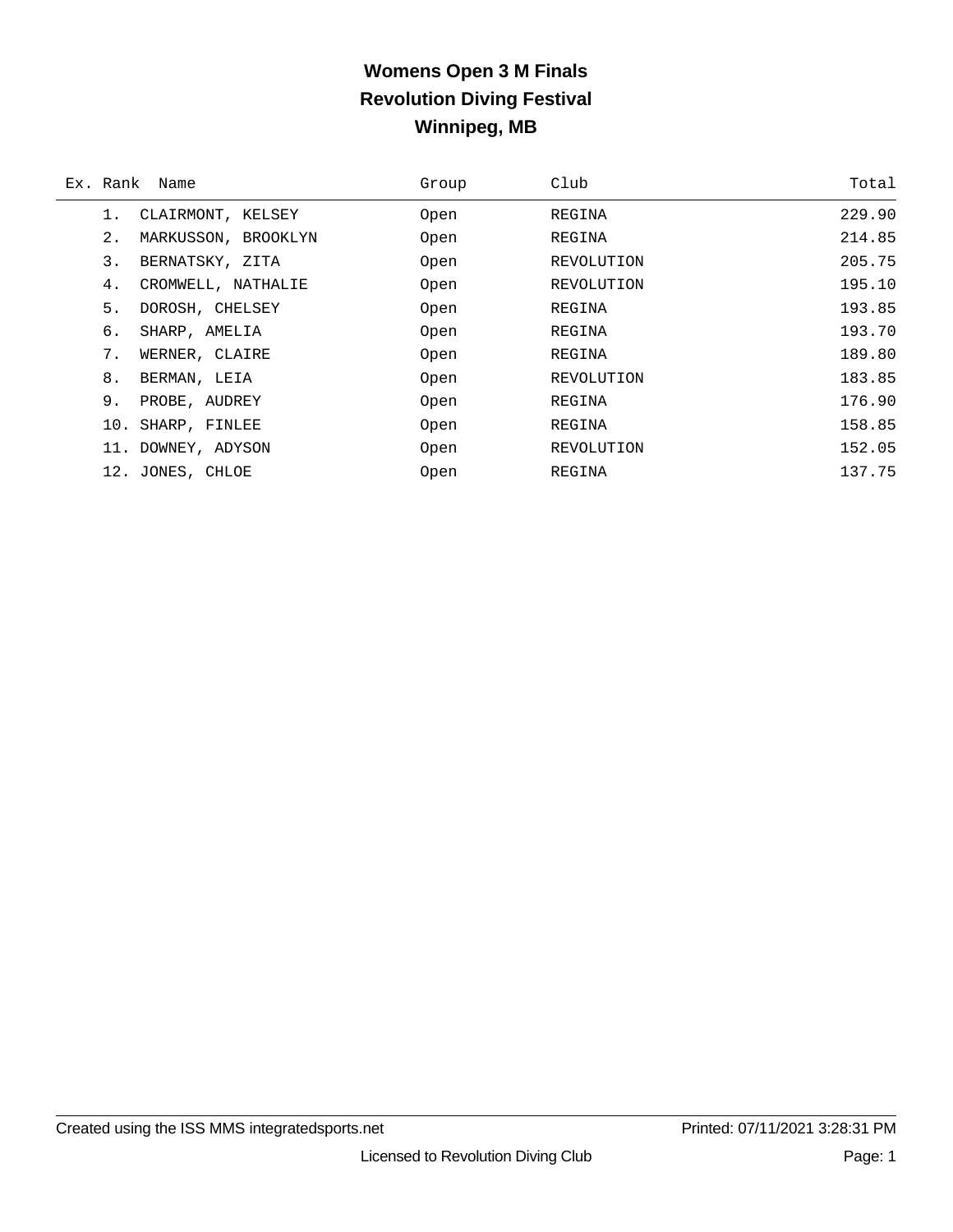# Womens Open 3 M Finals
## Revolution Diving Festival
## Winnipeg, MB

| Ex. | Rank | Name | Group | Club | Total |
|---|---|---|---|---|---|
| | 1. | CLAIRMONT, KELSEY | Open | REGINA | 229.90 |
| | 2. | MARKUSSON, BROOKLYN | Open | REGINA | 214.85 |
| | 3. | BERNATSKY, ZITA | Open | REVOLUTION | 205.75 |
| | 4. | CROMWELL, NATHALIE | Open | REVOLUTION | 195.10 |
| | 5. | DOROSH, CHELSEY | Open | REGINA | 193.85 |
| | 6. | SHARP, AMELIA | Open | REGINA | 193.70 |
| | 7. | WERNER, CLAIRE | Open | REGINA | 189.80 |
| | 8. | BERMAN, LEIA | Open | REVOLUTION | 183.85 |
| | 9. | PROBE, AUDREY | Open | REGINA | 176.90 |
| | 10. | SHARP, FINLEE | Open | REGINA | 158.85 |
| | 11. | DOWNEY, ADYSON | Open | REVOLUTION | 152.05 |
| | 12. | JONES, CHLOE | Open | REGINA | 137.75 |

Created using the ISS MMS integratedsports.net — Printed: 07/11/2021 3:28:31 PM

Licensed to Revolution Diving Club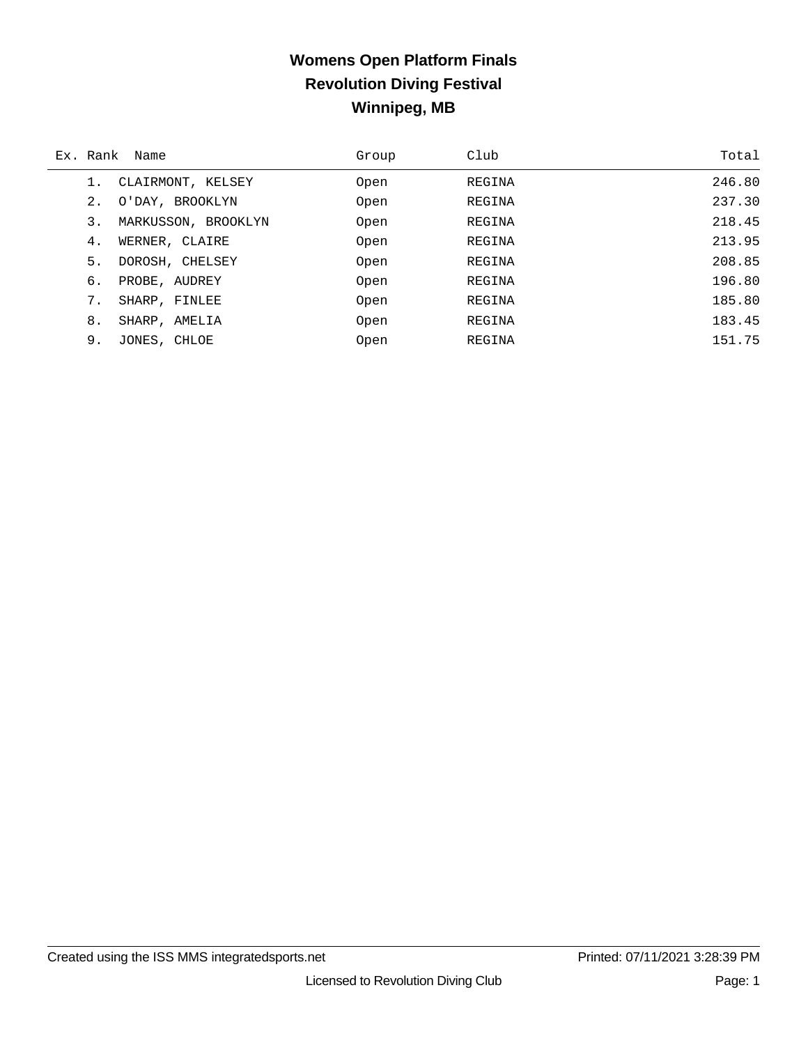# Womens Open Platform Finals
## Revolution Diving Festival
## Winnipeg, MB

| Ex. | Rank | Name | Group | Club | Total |
|---|---|---|---|---|---|
| | 1. | CLAIRMONT, KELSEY | Open | REGINA | 246.80 |
| | 2. | O'DAY, BROOKLYN | Open | REGINA | 237.30 |
| | 3. | MARKUSSON, BROOKLYN | Open | REGINA | 218.45 |
| | 4. | WERNER, CLAIRE | Open | REGINA | 213.95 |
| | 5. | DOROSH, CHELSEY | Open | REGINA | 208.85 |
| | 6. | PROBE, AUDREY | Open | REGINA | 196.80 |
| | 7. | SHARP, FINLEE | Open | REGINA | 185.80 |
| | 8. | SHARP, AMELIA | Open | REGINA | 183.45 |
| | 9. | JONES, CHLOE | Open | REGINA | 151.75 |

Created using the ISS MMS integratedsports.net    Printed: 07/11/2021 3:28:39 PM

Licensed to Revolution Diving Club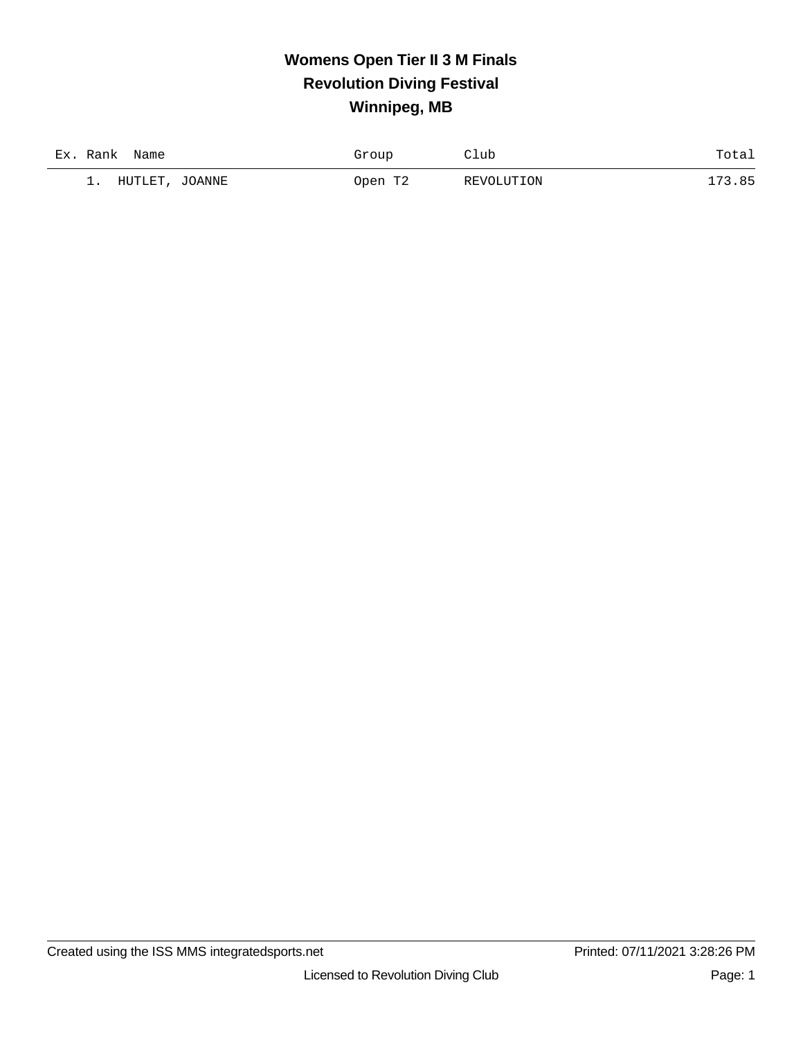# Womens Open Tier II 3 M Finals
## Revolution Diving Festival
## Winnipeg, MB

| Ex. | Rank | Name | Group | Club | Total |
|---|---|---|---|---|---|
| | 1. | HUTLET, JOANNE | Open T2 | REVOLUTION | 173.85 |

Created using the ISS MMS integratedsports.net — Printed: 07/11/2021 3:28:26 PM

Licensed to Revolution Diving Club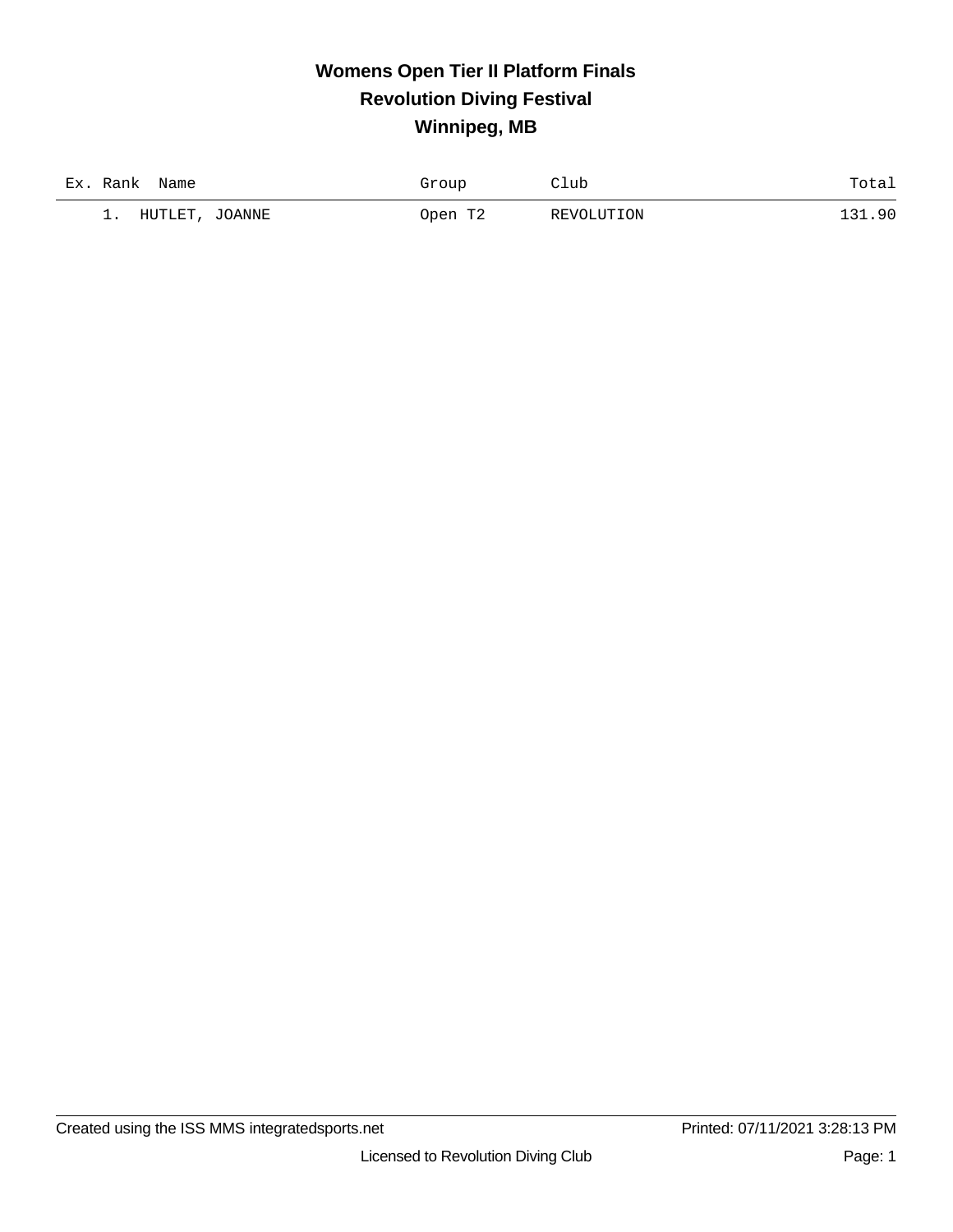# Womens Open Tier II Platform Finals
## Revolution Diving Festival
## Winnipeg, MB

| Ex. | Rank | Name | Group | Club | Total |
|---|---|---|---|---|---|
| | 1. | HUTLET, JOANNE | Open T2 | REVOLUTION | 131.90 |

Created using the ISS MMS integratedsports.net    Printed: 07/11/2021 3:28:13 PM

Licensed to Revolution Diving Club